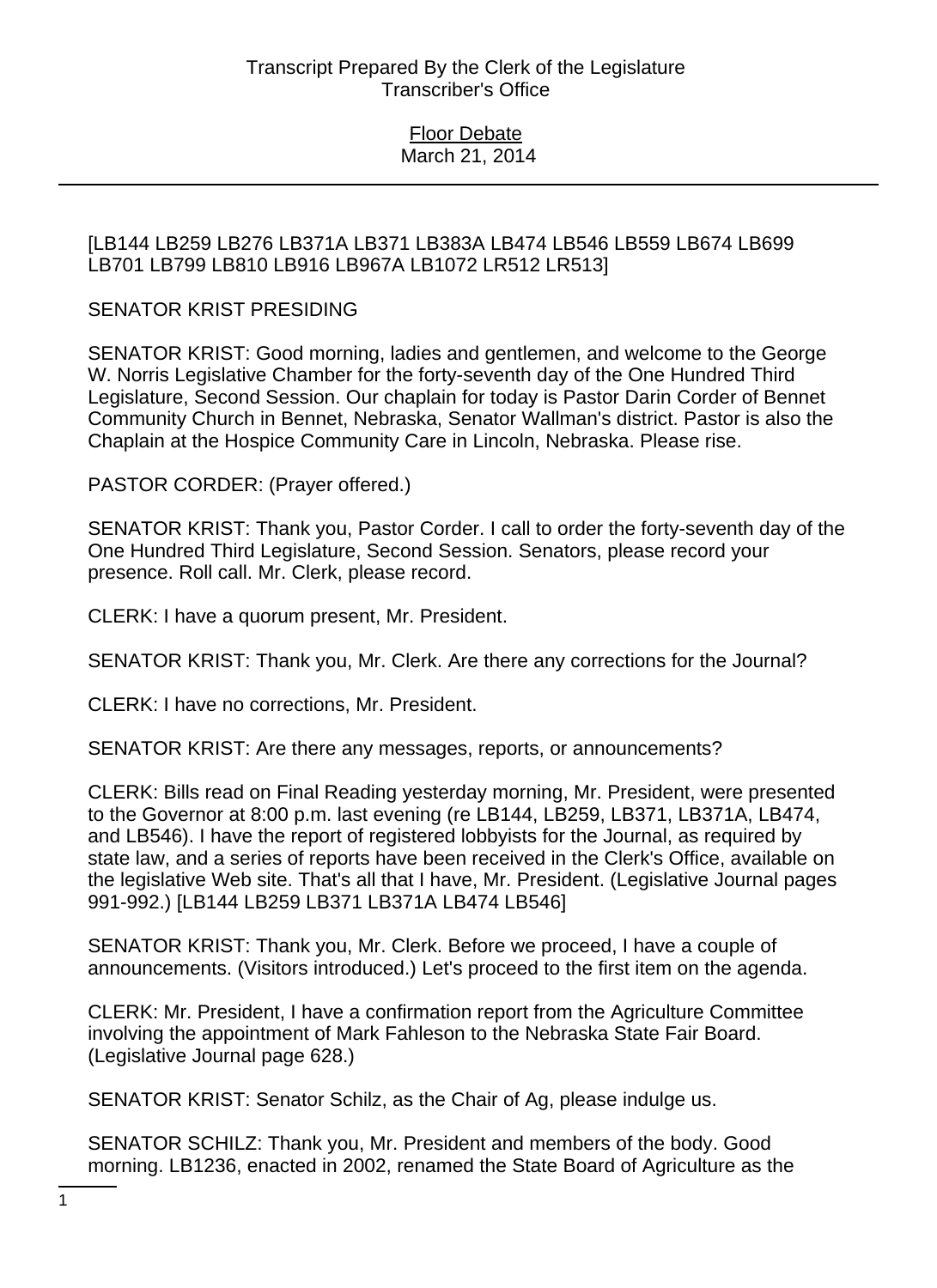[LB144 LB259 LB276 LB371A LB371 LB383A LB474 LB546 LB559 LB674 LB699 LB701 LB799 LB810 LB916 LB967A LB1072 LR512 LR513]

SENATOR KRIST PRESIDING

SENATOR KRIST: Good morning, ladies and gentlemen, and welcome to the George W. Norris Legislative Chamber for the forty-seventh day of the One Hundred Third Legislature, Second Session. Our chaplain for today is Pastor Darin Corder of Bennet Community Church in Bennet, Nebraska, Senator Wallman's district. Pastor is also the Chaplain at the Hospice Community Care in Lincoln, Nebraska. Please rise.

PASTOR CORDER: (Prayer offered.)

SENATOR KRIST: Thank you, Pastor Corder. I call to order the forty-seventh day of the One Hundred Third Legislature, Second Session. Senators, please record your presence. Roll call. Mr. Clerk, please record.

CLERK: I have a quorum present, Mr. President.

SENATOR KRIST: Thank you, Mr. Clerk. Are there any corrections for the Journal?

CLERK: I have no corrections, Mr. President.

SENATOR KRIST: Are there any messages, reports, or announcements?

CLERK: Bills read on Final Reading yesterday morning, Mr. President, were presented to the Governor at 8:00 p.m. last evening (re LB144, LB259, LB371, LB371A, LB474, and LB546). I have the report of registered lobbyists for the Journal, as required by state law, and a series of reports have been received in the Clerk's Office, available on the legislative Web site. That's all that I have, Mr. President. (Legislative Journal pages 991-992.) [LB144 LB259 LB371 LB371A LB474 LB546]

SENATOR KRIST: Thank you, Mr. Clerk. Before we proceed, I have a couple of announcements. (Visitors introduced.) Let's proceed to the first item on the agenda.

CLERK: Mr. President, I have a confirmation report from the Agriculture Committee involving the appointment of Mark Fahleson to the Nebraska State Fair Board. (Legislative Journal page 628.)

SENATOR KRIST: Senator Schilz, as the Chair of Ag, please indulge us.

SENATOR SCHILZ: Thank you, Mr. President and members of the body. Good morning. LB1236, enacted in 2002, renamed the State Board of Agriculture as the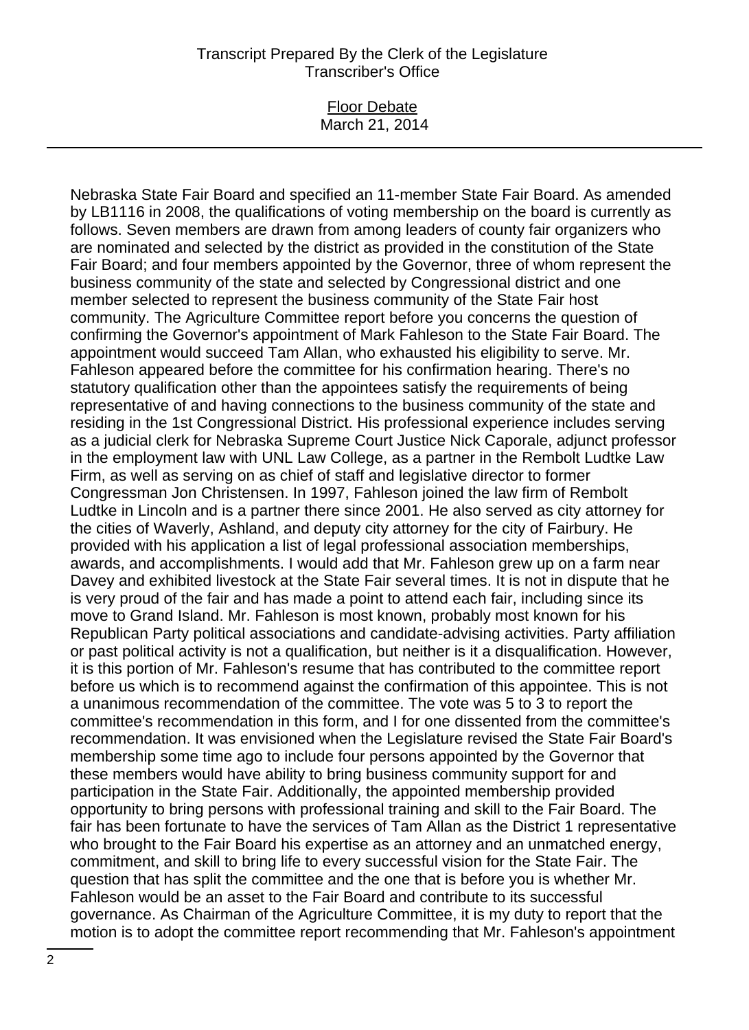Nebraska State Fair Board and specified an 11-member State Fair Board. As amended by LB1116 in 2008, the qualifications of voting membership on the board is currently as follows. Seven members are drawn from among leaders of county fair organizers who are nominated and selected by the district as provided in the constitution of the State Fair Board; and four members appointed by the Governor, three of whom represent the business community of the state and selected by Congressional district and one member selected to represent the business community of the State Fair host community. The Agriculture Committee report before you concerns the question of confirming the Governor's appointment of Mark Fahleson to the State Fair Board. The appointment would succeed Tam Allan, who exhausted his eligibility to serve. Mr. Fahleson appeared before the committee for his confirmation hearing. There's no statutory qualification other than the appointees satisfy the requirements of being representative of and having connections to the business community of the state and residing in the 1st Congressional District. His professional experience includes serving as a judicial clerk for Nebraska Supreme Court Justice Nick Caporale, adjunct professor in the employment law with UNL Law College, as a partner in the Rembolt Ludtke Law Firm, as well as serving on as chief of staff and legislative director to former Congressman Jon Christensen. In 1997, Fahleson joined the law firm of Rembolt Ludtke in Lincoln and is a partner there since 2001. He also served as city attorney for the cities of Waverly, Ashland, and deputy city attorney for the city of Fairbury. He provided with his application a list of legal professional association memberships, awards, and accomplishments. I would add that Mr. Fahleson grew up on a farm near Davey and exhibited livestock at the State Fair several times. It is not in dispute that he is very proud of the fair and has made a point to attend each fair, including since its move to Grand Island. Mr. Fahleson is most known, probably most known for his Republican Party political associations and candidate-advising activities. Party affiliation or past political activity is not a qualification, but neither is it a disqualification. However, it is this portion of Mr. Fahleson's resume that has contributed to the committee report before us which is to recommend against the confirmation of this appointee. This is not a unanimous recommendation of the committee. The vote was 5 to 3 to report the committee's recommendation in this form, and I for one dissented from the committee's recommendation. It was envisioned when the Legislature revised the State Fair Board's membership some time ago to include four persons appointed by the Governor that these members would have ability to bring business community support for and participation in the State Fair. Additionally, the appointed membership provided opportunity to bring persons with professional training and skill to the Fair Board. The fair has been fortunate to have the services of Tam Allan as the District 1 representative who brought to the Fair Board his expertise as an attorney and an unmatched energy, commitment, and skill to bring life to every successful vision for the State Fair. The question that has split the committee and the one that is before you is whether Mr. Fahleson would be an asset to the Fair Board and contribute to its successful governance. As Chairman of the Agriculture Committee, it is my duty to report that the motion is to adopt the committee report recommending that Mr. Fahleson's appointment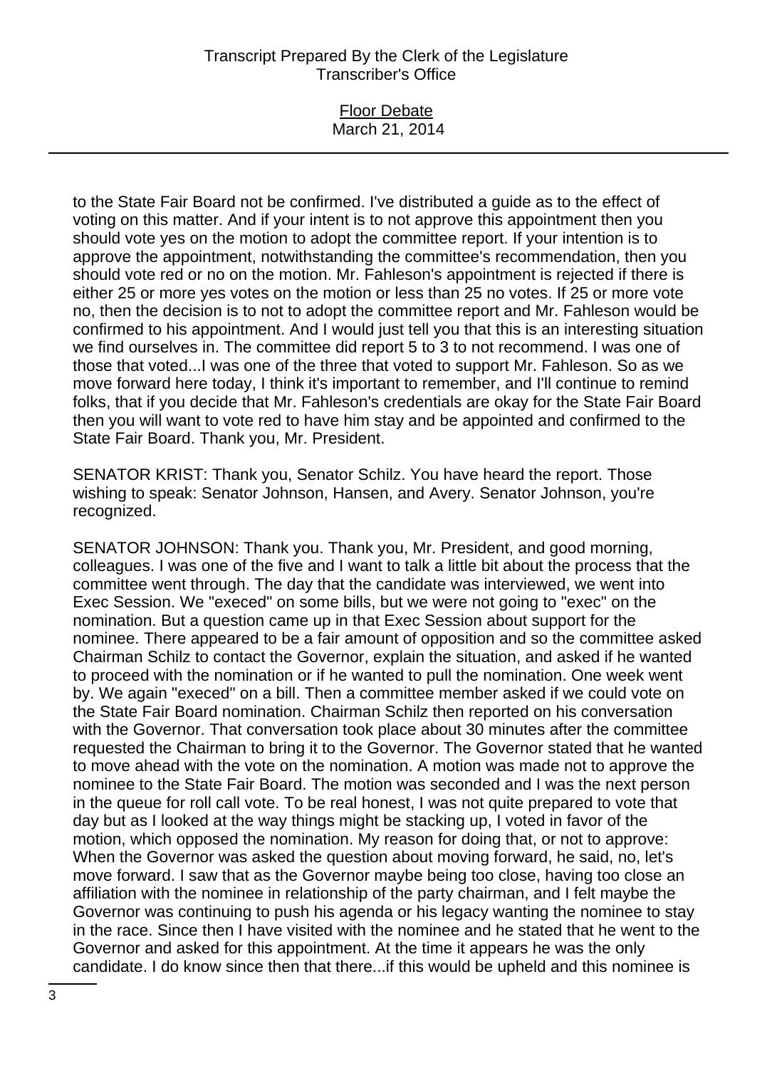to the State Fair Board not be confirmed. I've distributed a guide as to the effect of voting on this matter. And if your intent is to not approve this appointment then you should vote yes on the motion to adopt the committee report. If your intention is to approve the appointment, notwithstanding the committee's recommendation, then you should vote red or no on the motion. Mr. Fahleson's appointment is rejected if there is either 25 or more yes votes on the motion or less than 25 no votes. If 25 or more vote no, then the decision is to not to adopt the committee report and Mr. Fahleson would be confirmed to his appointment. And I would just tell you that this is an interesting situation we find ourselves in. The committee did report 5 to 3 to not recommend. I was one of those that voted...I was one of the three that voted to support Mr. Fahleson. So as we move forward here today, I think it's important to remember, and I'll continue to remind folks, that if you decide that Mr. Fahleson's credentials are okay for the State Fair Board then you will want to vote red to have him stay and be appointed and confirmed to the State Fair Board. Thank you, Mr. President.

SENATOR KRIST: Thank you, Senator Schilz. You have heard the report. Those wishing to speak: Senator Johnson, Hansen, and Avery. Senator Johnson, you're recognized.

SENATOR JOHNSON: Thank you. Thank you, Mr. President, and good morning, colleagues. I was one of the five and I want to talk a little bit about the process that the committee went through. The day that the candidate was interviewed, we went into Exec Session. We "execed" on some bills, but we were not going to "exec" on the nomination. But a question came up in that Exec Session about support for the nominee. There appeared to be a fair amount of opposition and so the committee asked Chairman Schilz to contact the Governor, explain the situation, and asked if he wanted to proceed with the nomination or if he wanted to pull the nomination. One week went by. We again "execed" on a bill. Then a committee member asked if we could vote on the State Fair Board nomination. Chairman Schilz then reported on his conversation with the Governor. That conversation took place about 30 minutes after the committee requested the Chairman to bring it to the Governor. The Governor stated that he wanted to move ahead with the vote on the nomination. A motion was made not to approve the nominee to the State Fair Board. The motion was seconded and I was the next person in the queue for roll call vote. To be real honest, I was not quite prepared to vote that day but as I looked at the way things might be stacking up, I voted in favor of the motion, which opposed the nomination. My reason for doing that, or not to approve: When the Governor was asked the question about moving forward, he said, no, let's move forward. I saw that as the Governor maybe being too close, having too close an affiliation with the nominee in relationship of the party chairman, and I felt maybe the Governor was continuing to push his agenda or his legacy wanting the nominee to stay in the race. Since then I have visited with the nominee and he stated that he went to the Governor and asked for this appointment. At the time it appears he was the only candidate. I do know since then that there...if this would be upheld and this nominee is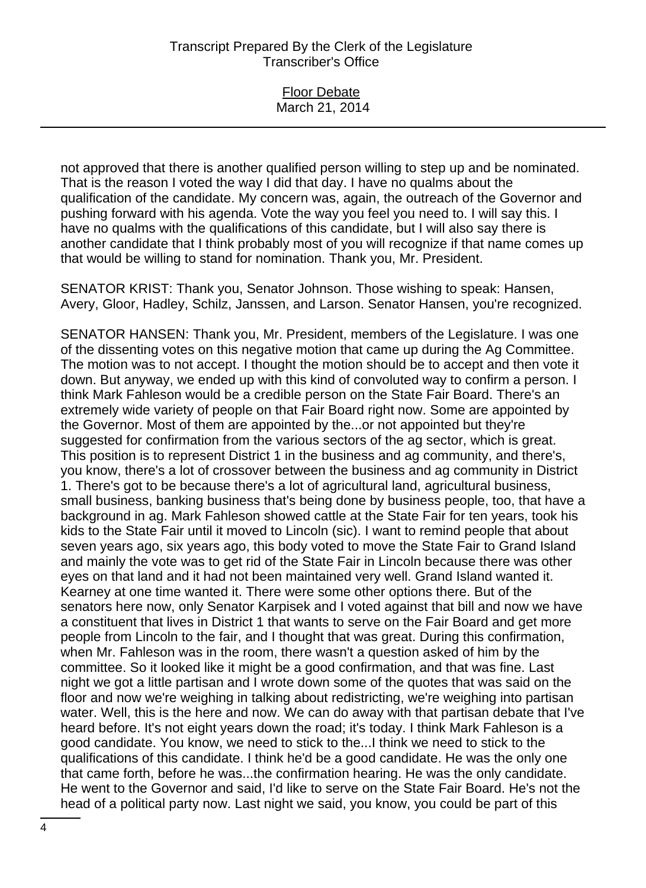not approved that there is another qualified person willing to step up and be nominated. That is the reason I voted the way I did that day. I have no qualms about the qualification of the candidate. My concern was, again, the outreach of the Governor and pushing forward with his agenda. Vote the way you feel you need to. I will say this. I have no qualms with the qualifications of this candidate, but I will also say there is another candidate that I think probably most of you will recognize if that name comes up that would be willing to stand for nomination. Thank you, Mr. President.

SENATOR KRIST: Thank you, Senator Johnson. Those wishing to speak: Hansen, Avery, Gloor, Hadley, Schilz, Janssen, and Larson. Senator Hansen, you're recognized.

SENATOR HANSEN: Thank you, Mr. President, members of the Legislature. I was one of the dissenting votes on this negative motion that came up during the Ag Committee. The motion was to not accept. I thought the motion should be to accept and then vote it down. But anyway, we ended up with this kind of convoluted way to confirm a person. I think Mark Fahleson would be a credible person on the State Fair Board. There's an extremely wide variety of people on that Fair Board right now. Some are appointed by the Governor. Most of them are appointed by the...or not appointed but they're suggested for confirmation from the various sectors of the ag sector, which is great. This position is to represent District 1 in the business and ag community, and there's, you know, there's a lot of crossover between the business and ag community in District 1. There's got to be because there's a lot of agricultural land, agricultural business, small business, banking business that's being done by business people, too, that have a background in ag. Mark Fahleson showed cattle at the State Fair for ten years, took his kids to the State Fair until it moved to Lincoln (sic). I want to remind people that about seven years ago, six years ago, this body voted to move the State Fair to Grand Island and mainly the vote was to get rid of the State Fair in Lincoln because there was other eyes on that land and it had not been maintained very well. Grand Island wanted it. Kearney at one time wanted it. There were some other options there. But of the senators here now, only Senator Karpisek and I voted against that bill and now we have a constituent that lives in District 1 that wants to serve on the Fair Board and get more people from Lincoln to the fair, and I thought that was great. During this confirmation, when Mr. Fahleson was in the room, there wasn't a question asked of him by the committee. So it looked like it might be a good confirmation, and that was fine. Last night we got a little partisan and I wrote down some of the quotes that was said on the floor and now we're weighing in talking about redistricting, we're weighing into partisan water. Well, this is the here and now. We can do away with that partisan debate that I've heard before. It's not eight years down the road; it's today. I think Mark Fahleson is a good candidate. You know, we need to stick to the...I think we need to stick to the qualifications of this candidate. I think he'd be a good candidate. He was the only one that came forth, before he was...the confirmation hearing. He was the only candidate. He went to the Governor and said, I'd like to serve on the State Fair Board. He's not the head of a political party now. Last night we said, you know, you could be part of this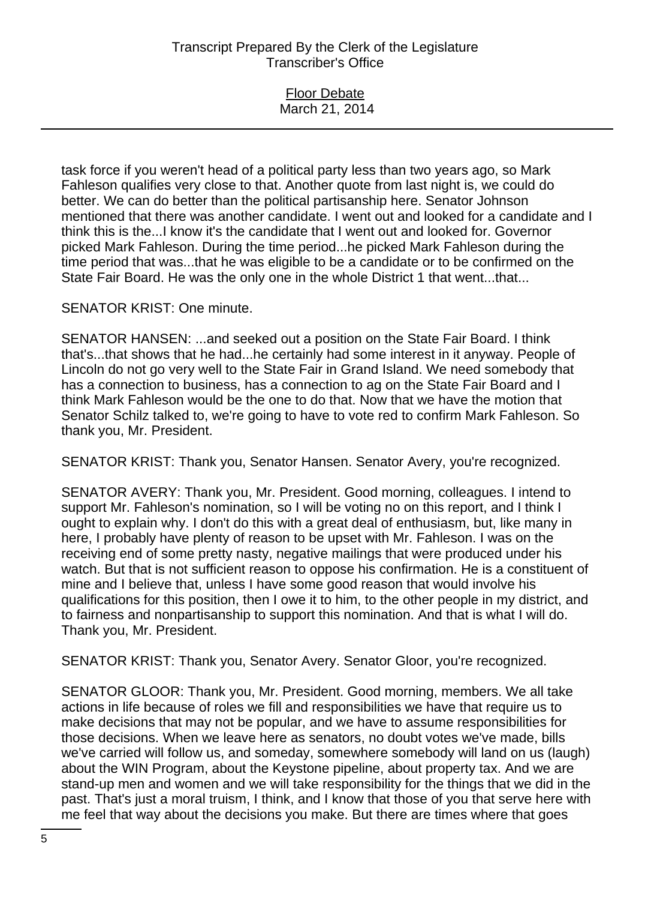task force if you weren't head of a political party less than two years ago, so Mark Fahleson qualifies very close to that. Another quote from last night is, we could do better. We can do better than the political partisanship here. Senator Johnson mentioned that there was another candidate. I went out and looked for a candidate and I think this is the...I know it's the candidate that I went out and looked for. Governor picked Mark Fahleson. During the time period...he picked Mark Fahleson during the time period that was...that he was eligible to be a candidate or to be confirmed on the State Fair Board. He was the only one in the whole District 1 that went...that...

SENATOR KRIST: One minute.

SENATOR HANSEN: ...and seeked out a position on the State Fair Board. I think that's...that shows that he had...he certainly had some interest in it anyway. People of Lincoln do not go very well to the State Fair in Grand Island. We need somebody that has a connection to business, has a connection to ag on the State Fair Board and I think Mark Fahleson would be the one to do that. Now that we have the motion that Senator Schilz talked to, we're going to have to vote red to confirm Mark Fahleson. So thank you, Mr. President.

SENATOR KRIST: Thank you, Senator Hansen. Senator Avery, you're recognized.

SENATOR AVERY: Thank you, Mr. President. Good morning, colleagues. I intend to support Mr. Fahleson's nomination, so I will be voting no on this report, and I think I ought to explain why. I don't do this with a great deal of enthusiasm, but, like many in here, I probably have plenty of reason to be upset with Mr. Fahleson. I was on the receiving end of some pretty nasty, negative mailings that were produced under his watch. But that is not sufficient reason to oppose his confirmation. He is a constituent of mine and I believe that, unless I have some good reason that would involve his qualifications for this position, then I owe it to him, to the other people in my district, and to fairness and nonpartisanship to support this nomination. And that is what I will do. Thank you, Mr. President.

SENATOR KRIST: Thank you, Senator Avery. Senator Gloor, you're recognized.

SENATOR GLOOR: Thank you, Mr. President. Good morning, members. We all take actions in life because of roles we fill and responsibilities we have that require us to make decisions that may not be popular, and we have to assume responsibilities for those decisions. When we leave here as senators, no doubt votes we've made, bills we've carried will follow us, and someday, somewhere somebody will land on us (laugh) about the WIN Program, about the Keystone pipeline, about property tax. And we are stand-up men and women and we will take responsibility for the things that we did in the past. That's just a moral truism, I think, and I know that those of you that serve here with me feel that way about the decisions you make. But there are times where that goes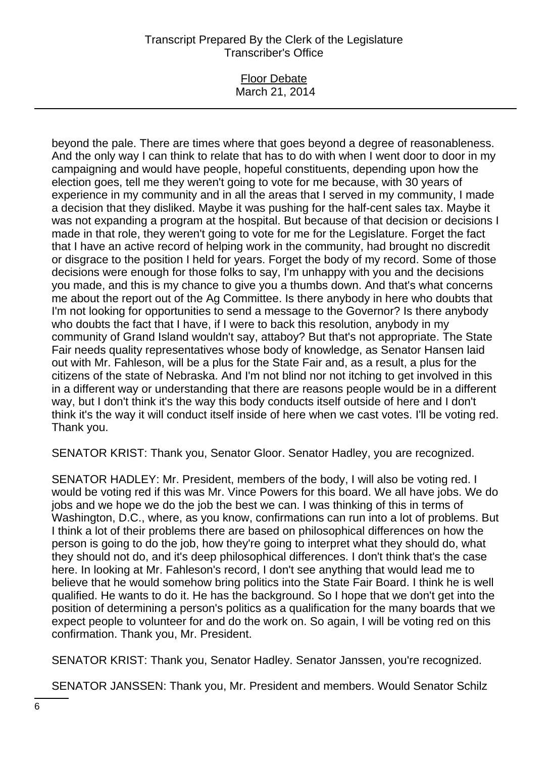beyond the pale. There are times where that goes beyond a degree of reasonableness. And the only way I can think to relate that has to do with when I went door to door in my campaigning and would have people, hopeful constituents, depending upon how the election goes, tell me they weren't going to vote for me because, with 30 years of experience in my community and in all the areas that I served in my community, I made a decision that they disliked. Maybe it was pushing for the half-cent sales tax. Maybe it was not expanding a program at the hospital. But because of that decision or decisions I made in that role, they weren't going to vote for me for the Legislature. Forget the fact that I have an active record of helping work in the community, had brought no discredit or disgrace to the position I held for years. Forget the body of my record. Some of those decisions were enough for those folks to say, I'm unhappy with you and the decisions you made, and this is my chance to give you a thumbs down. And that's what concerns me about the report out of the Ag Committee. Is there anybody in here who doubts that I'm not looking for opportunities to send a message to the Governor? Is there anybody who doubts the fact that I have, if I were to back this resolution, anybody in my community of Grand Island wouldn't say, attaboy? But that's not appropriate. The State Fair needs quality representatives whose body of knowledge, as Senator Hansen laid out with Mr. Fahleson, will be a plus for the State Fair and, as a result, a plus for the citizens of the state of Nebraska. And I'm not blind nor not itching to get involved in this in a different way or understanding that there are reasons people would be in a different way, but I don't think it's the way this body conducts itself outside of here and I don't think it's the way it will conduct itself inside of here when we cast votes. I'll be voting red. Thank you.

SENATOR KRIST: Thank you, Senator Gloor. Senator Hadley, you are recognized.

SENATOR HADLEY: Mr. President, members of the body, I will also be voting red. I would be voting red if this was Mr. Vince Powers for this board. We all have jobs. We do jobs and we hope we do the job the best we can. I was thinking of this in terms of Washington, D.C., where, as you know, confirmations can run into a lot of problems. But I think a lot of their problems there are based on philosophical differences on how the person is going to do the job, how they're going to interpret what they should do, what they should not do, and it's deep philosophical differences. I don't think that's the case here. In looking at Mr. Fahleson's record, I don't see anything that would lead me to believe that he would somehow bring politics into the State Fair Board. I think he is well qualified. He wants to do it. He has the background. So I hope that we don't get into the position of determining a person's politics as a qualification for the many boards that we expect people to volunteer for and do the work on. So again, I will be voting red on this confirmation. Thank you, Mr. President.

SENATOR KRIST: Thank you, Senator Hadley. Senator Janssen, you're recognized.

SENATOR JANSSEN: Thank you, Mr. President and members. Would Senator Schilz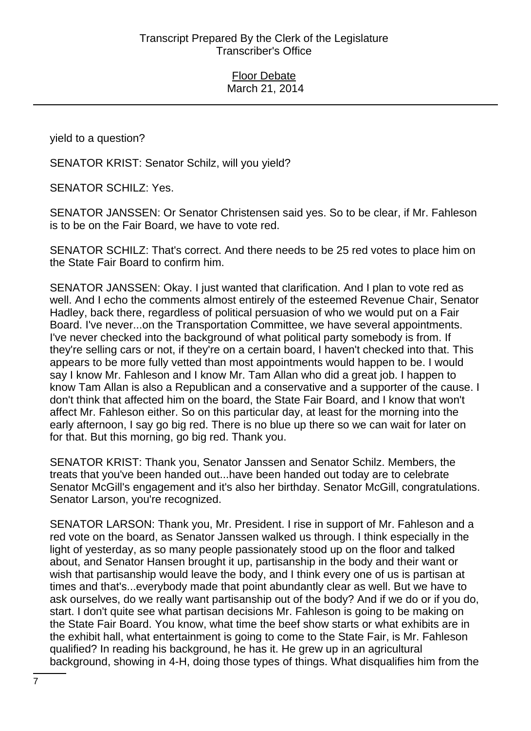yield to a question?

SENATOR KRIST: Senator Schilz, will you yield?

SENATOR SCHILZ: Yes.

SENATOR JANSSEN: Or Senator Christensen said yes. So to be clear, if Mr. Fahleson is to be on the Fair Board, we have to vote red.

SENATOR SCHILZ: That's correct. And there needs to be 25 red votes to place him on the State Fair Board to confirm him.

SENATOR JANSSEN: Okay. I just wanted that clarification. And I plan to vote red as well. And I echo the comments almost entirely of the esteemed Revenue Chair, Senator Hadley, back there, regardless of political persuasion of who we would put on a Fair Board. I've never...on the Transportation Committee, we have several appointments. I've never checked into the background of what political party somebody is from. If they're selling cars or not, if they're on a certain board, I haven't checked into that. This appears to be more fully vetted than most appointments would happen to be. I would say I know Mr. Fahleson and I know Mr. Tam Allan who did a great job. I happen to know Tam Allan is also a Republican and a conservative and a supporter of the cause. I don't think that affected him on the board, the State Fair Board, and I know that won't affect Mr. Fahleson either. So on this particular day, at least for the morning into the early afternoon, I say go big red. There is no blue up there so we can wait for later on for that. But this morning, go big red. Thank you.

SENATOR KRIST: Thank you, Senator Janssen and Senator Schilz. Members, the treats that you've been handed out...have been handed out today are to celebrate Senator McGill's engagement and it's also her birthday. Senator McGill, congratulations. Senator Larson, you're recognized.

SENATOR LARSON: Thank you, Mr. President. I rise in support of Mr. Fahleson and a red vote on the board, as Senator Janssen walked us through. I think especially in the light of yesterday, as so many people passionately stood up on the floor and talked about, and Senator Hansen brought it up, partisanship in the body and their want or wish that partisanship would leave the body, and I think every one of us is partisan at times and that's...everybody made that point abundantly clear as well. But we have to ask ourselves, do we really want partisanship out of the body? And if we do or if you do, start. I don't quite see what partisan decisions Mr. Fahleson is going to be making on the State Fair Board. You know, what time the beef show starts or what exhibits are in the exhibit hall, what entertainment is going to come to the State Fair, is Mr. Fahleson qualified? In reading his background, he has it. He grew up in an agricultural background, showing in 4-H, doing those types of things. What disqualifies him from the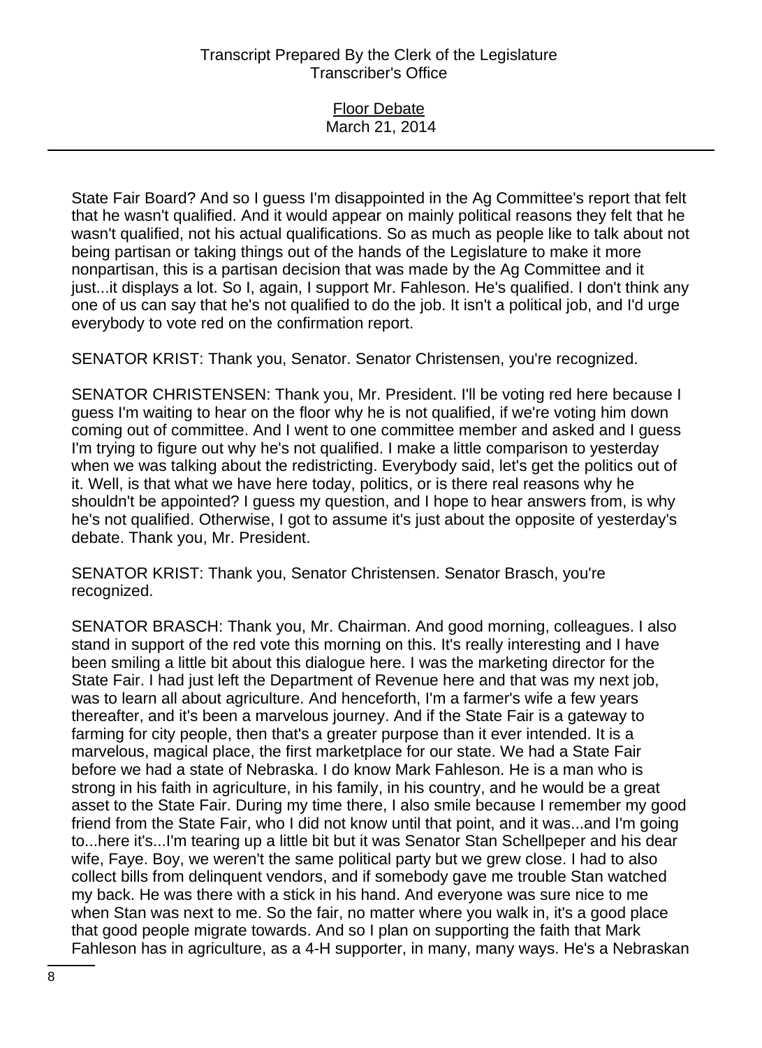State Fair Board? And so I guess I'm disappointed in the Ag Committee's report that felt that he wasn't qualified. And it would appear on mainly political reasons they felt that he wasn't qualified, not his actual qualifications. So as much as people like to talk about not being partisan or taking things out of the hands of the Legislature to make it more nonpartisan, this is a partisan decision that was made by the Ag Committee and it just...it displays a lot. So I, again, I support Mr. Fahleson. He's qualified. I don't think any one of us can say that he's not qualified to do the job. It isn't a political job, and I'd urge everybody to vote red on the confirmation report.

SENATOR KRIST: Thank you, Senator. Senator Christensen, you're recognized.

SENATOR CHRISTENSEN: Thank you, Mr. President. I'll be voting red here because I guess I'm waiting to hear on the floor why he is not qualified, if we're voting him down coming out of committee. And I went to one committee member and asked and I guess I'm trying to figure out why he's not qualified. I make a little comparison to yesterday when we was talking about the redistricting. Everybody said, let's get the politics out of it. Well, is that what we have here today, politics, or is there real reasons why he shouldn't be appointed? I guess my question, and I hope to hear answers from, is why he's not qualified. Otherwise, I got to assume it's just about the opposite of yesterday's debate. Thank you, Mr. President.

SENATOR KRIST: Thank you, Senator Christensen. Senator Brasch, you're recognized.

SENATOR BRASCH: Thank you, Mr. Chairman. And good morning, colleagues. I also stand in support of the red vote this morning on this. It's really interesting and I have been smiling a little bit about this dialogue here. I was the marketing director for the State Fair. I had just left the Department of Revenue here and that was my next job, was to learn all about agriculture. And henceforth, I'm a farmer's wife a few years thereafter, and it's been a marvelous journey. And if the State Fair is a gateway to farming for city people, then that's a greater purpose than it ever intended. It is a marvelous, magical place, the first marketplace for our state. We had a State Fair before we had a state of Nebraska. I do know Mark Fahleson. He is a man who is strong in his faith in agriculture, in his family, in his country, and he would be a great asset to the State Fair. During my time there, I also smile because I remember my good friend from the State Fair, who I did not know until that point, and it was...and I'm going to...here it's...I'm tearing up a little bit but it was Senator Stan Schellpeper and his dear wife, Faye. Boy, we weren't the same political party but we grew close. I had to also collect bills from delinquent vendors, and if somebody gave me trouble Stan watched my back. He was there with a stick in his hand. And everyone was sure nice to me when Stan was next to me. So the fair, no matter where you walk in, it's a good place that good people migrate towards. And so I plan on supporting the faith that Mark Fahleson has in agriculture, as a 4-H supporter, in many, many ways. He's a Nebraskan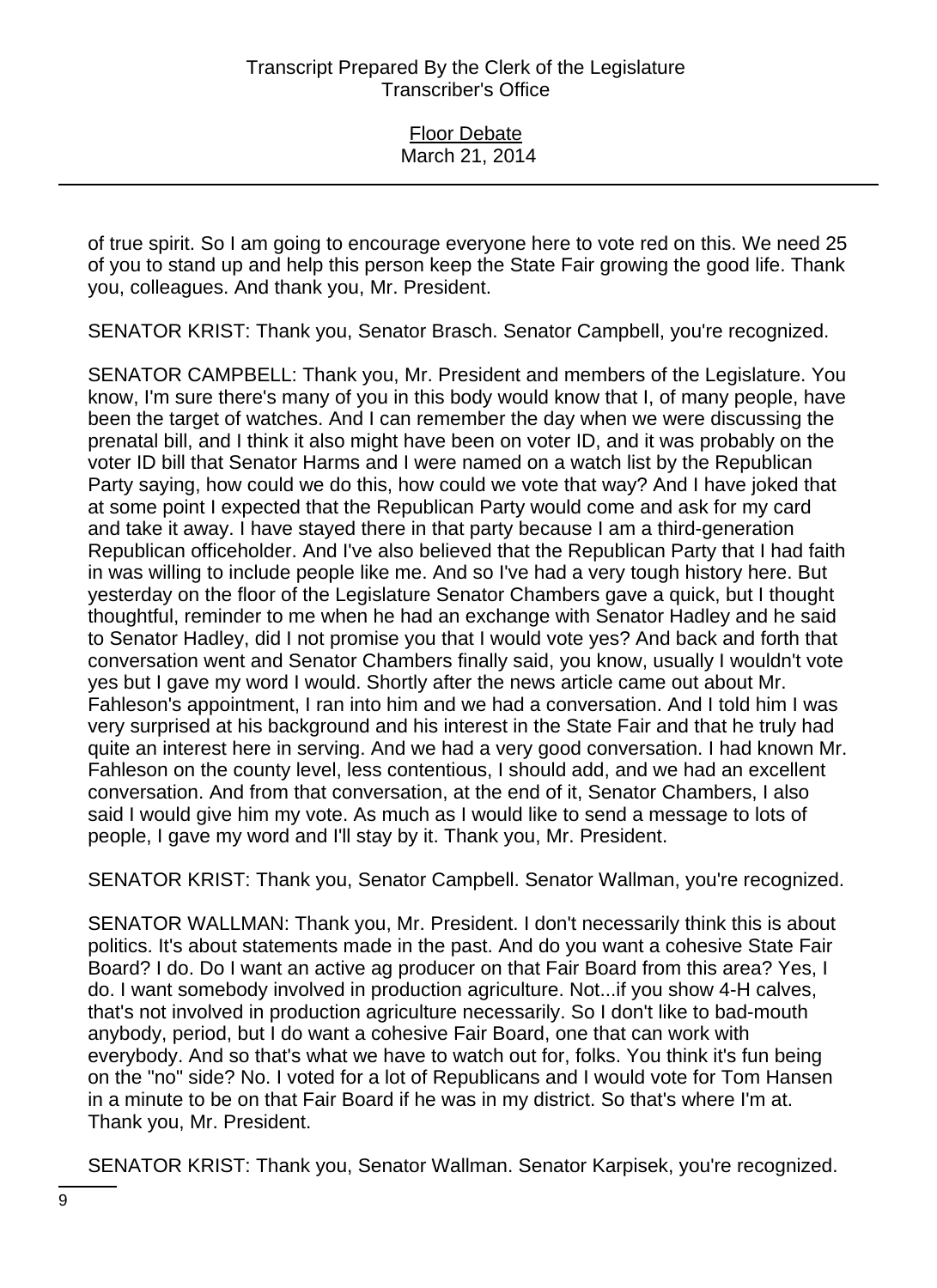of true spirit. So I am going to encourage everyone here to vote red on this. We need 25 of you to stand up and help this person keep the State Fair growing the good life. Thank you, colleagues. And thank you, Mr. President.

SENATOR KRIST: Thank you, Senator Brasch. Senator Campbell, you're recognized.

SENATOR CAMPBELL: Thank you, Mr. President and members of the Legislature. You know, I'm sure there's many of you in this body would know that I, of many people, have been the target of watches. And I can remember the day when we were discussing the prenatal bill, and I think it also might have been on voter ID, and it was probably on the voter ID bill that Senator Harms and I were named on a watch list by the Republican Party saying, how could we do this, how could we vote that way? And I have joked that at some point I expected that the Republican Party would come and ask for my card and take it away. I have stayed there in that party because I am a third-generation Republican officeholder. And I've also believed that the Republican Party that I had faith in was willing to include people like me. And so I've had a very tough history here. But yesterday on the floor of the Legislature Senator Chambers gave a quick, but I thought thoughtful, reminder to me when he had an exchange with Senator Hadley and he said to Senator Hadley, did I not promise you that I would vote yes? And back and forth that conversation went and Senator Chambers finally said, you know, usually I wouldn't vote yes but I gave my word I would. Shortly after the news article came out about Mr. Fahleson's appointment, I ran into him and we had a conversation. And I told him I was very surprised at his background and his interest in the State Fair and that he truly had quite an interest here in serving. And we had a very good conversation. I had known Mr. Fahleson on the county level, less contentious, I should add, and we had an excellent conversation. And from that conversation, at the end of it, Senator Chambers, I also said I would give him my vote. As much as I would like to send a message to lots of people, I gave my word and I'll stay by it. Thank you, Mr. President.

SENATOR KRIST: Thank you, Senator Campbell. Senator Wallman, you're recognized.

SENATOR WALLMAN: Thank you, Mr. President. I don't necessarily think this is about politics. It's about statements made in the past. And do you want a cohesive State Fair Board? I do. Do I want an active ag producer on that Fair Board from this area? Yes, I do. I want somebody involved in production agriculture. Not...if you show 4-H calves, that's not involved in production agriculture necessarily. So I don't like to bad-mouth anybody, period, but I do want a cohesive Fair Board, one that can work with everybody. And so that's what we have to watch out for, folks. You think it's fun being on the "no" side? No. I voted for a lot of Republicans and I would vote for Tom Hansen in a minute to be on that Fair Board if he was in my district. So that's where I'm at. Thank you, Mr. President.

SENATOR KRIST: Thank you, Senator Wallman. Senator Karpisek, you're recognized.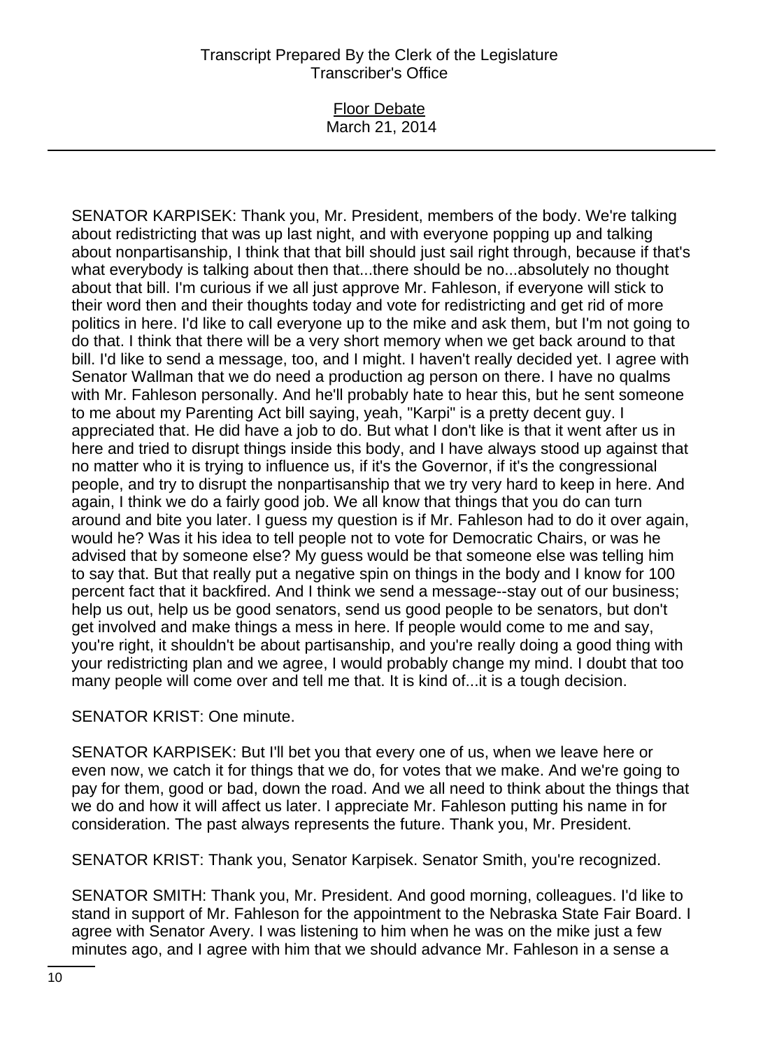SENATOR KARPISEK: Thank you, Mr. President, members of the body. We're talking about redistricting that was up last night, and with everyone popping up and talking about nonpartisanship, I think that that bill should just sail right through, because if that's what everybody is talking about then that...there should be no...absolutely no thought about that bill. I'm curious if we all just approve Mr. Fahleson, if everyone will stick to their word then and their thoughts today and vote for redistricting and get rid of more politics in here. I'd like to call everyone up to the mike and ask them, but I'm not going to do that. I think that there will be a very short memory when we get back around to that bill. I'd like to send a message, too, and I might. I haven't really decided yet. I agree with Senator Wallman that we do need a production ag person on there. I have no qualms with Mr. Fahleson personally. And he'll probably hate to hear this, but he sent someone to me about my Parenting Act bill saying, yeah, "Karpi" is a pretty decent guy. I appreciated that. He did have a job to do. But what I don't like is that it went after us in here and tried to disrupt things inside this body, and I have always stood up against that no matter who it is trying to influence us, if it's the Governor, if it's the congressional people, and try to disrupt the nonpartisanship that we try very hard to keep in here. And again, I think we do a fairly good job. We all know that things that you do can turn around and bite you later. I guess my question is if Mr. Fahleson had to do it over again, would he? Was it his idea to tell people not to vote for Democratic Chairs, or was he advised that by someone else? My guess would be that someone else was telling him to say that. But that really put a negative spin on things in the body and I know for 100 percent fact that it backfired. And I think we send a message--stay out of our business; help us out, help us be good senators, send us good people to be senators, but don't get involved and make things a mess in here. If people would come to me and say, you're right, it shouldn't be about partisanship, and you're really doing a good thing with your redistricting plan and we agree, I would probably change my mind. I doubt that too many people will come over and tell me that. It is kind of...it is a tough decision.

SENATOR KRIST: One minute.

SENATOR KARPISEK: But I'll bet you that every one of us, when we leave here or even now, we catch it for things that we do, for votes that we make. And we're going to pay for them, good or bad, down the road. And we all need to think about the things that we do and how it will affect us later. I appreciate Mr. Fahleson putting his name in for consideration. The past always represents the future. Thank you, Mr. President.

SENATOR KRIST: Thank you, Senator Karpisek. Senator Smith, you're recognized.

SENATOR SMITH: Thank you, Mr. President. And good morning, colleagues. I'd like to stand in support of Mr. Fahleson for the appointment to the Nebraska State Fair Board. I agree with Senator Avery. I was listening to him when he was on the mike just a few minutes ago, and I agree with him that we should advance Mr. Fahleson in a sense a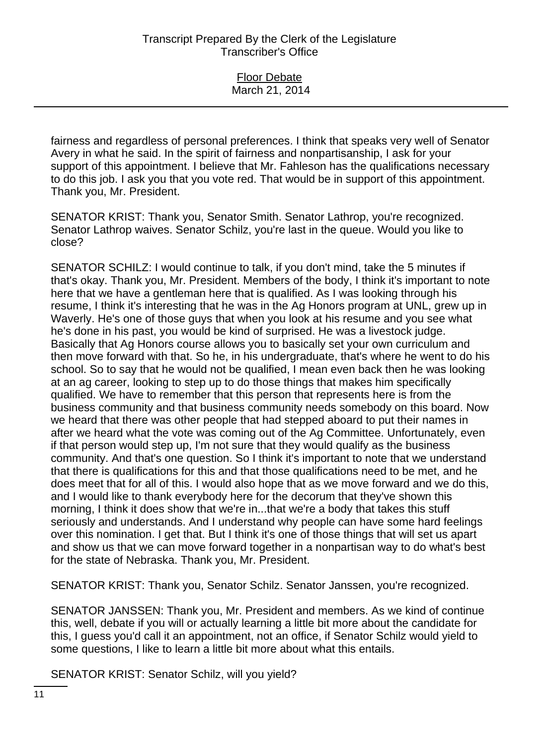fairness and regardless of personal preferences. I think that speaks very well of Senator Avery in what he said. In the spirit of fairness and nonpartisanship, I ask for your support of this appointment. I believe that Mr. Fahleson has the qualifications necessary to do this job. I ask you that you vote red. That would be in support of this appointment. Thank you, Mr. President.

SENATOR KRIST: Thank you, Senator Smith. Senator Lathrop, you're recognized. Senator Lathrop waives. Senator Schilz, you're last in the queue. Would you like to close?

SENATOR SCHILZ: I would continue to talk, if you don't mind, take the 5 minutes if that's okay. Thank you, Mr. President. Members of the body, I think it's important to note here that we have a gentleman here that is qualified. As I was looking through his resume, I think it's interesting that he was in the Ag Honors program at UNL, grew up in Waverly. He's one of those guys that when you look at his resume and you see what he's done in his past, you would be kind of surprised. He was a livestock judge. Basically that Ag Honors course allows you to basically set your own curriculum and then move forward with that. So he, in his undergraduate, that's where he went to do his school. So to say that he would not be qualified, I mean even back then he was looking at an ag career, looking to step up to do those things that makes him specifically qualified. We have to remember that this person that represents here is from the business community and that business community needs somebody on this board. Now we heard that there was other people that had stepped aboard to put their names in after we heard what the vote was coming out of the Ag Committee. Unfortunately, even if that person would step up, I'm not sure that they would qualify as the business community. And that's one question. So I think it's important to note that we understand that there is qualifications for this and that those qualifications need to be met, and he does meet that for all of this. I would also hope that as we move forward and we do this, and I would like to thank everybody here for the decorum that they've shown this morning, I think it does show that we're in...that we're a body that takes this stuff seriously and understands. And I understand why people can have some hard feelings over this nomination. I get that. But I think it's one of those things that will set us apart and show us that we can move forward together in a nonpartisan way to do what's best for the state of Nebraska. Thank you, Mr. President.

SENATOR KRIST: Thank you, Senator Schilz. Senator Janssen, you're recognized.

SENATOR JANSSEN: Thank you, Mr. President and members. As we kind of continue this, well, debate if you will or actually learning a little bit more about the candidate for this, I guess you'd call it an appointment, not an office, if Senator Schilz would yield to some questions, I like to learn a little bit more about what this entails.

SENATOR KRIST: Senator Schilz, will you yield?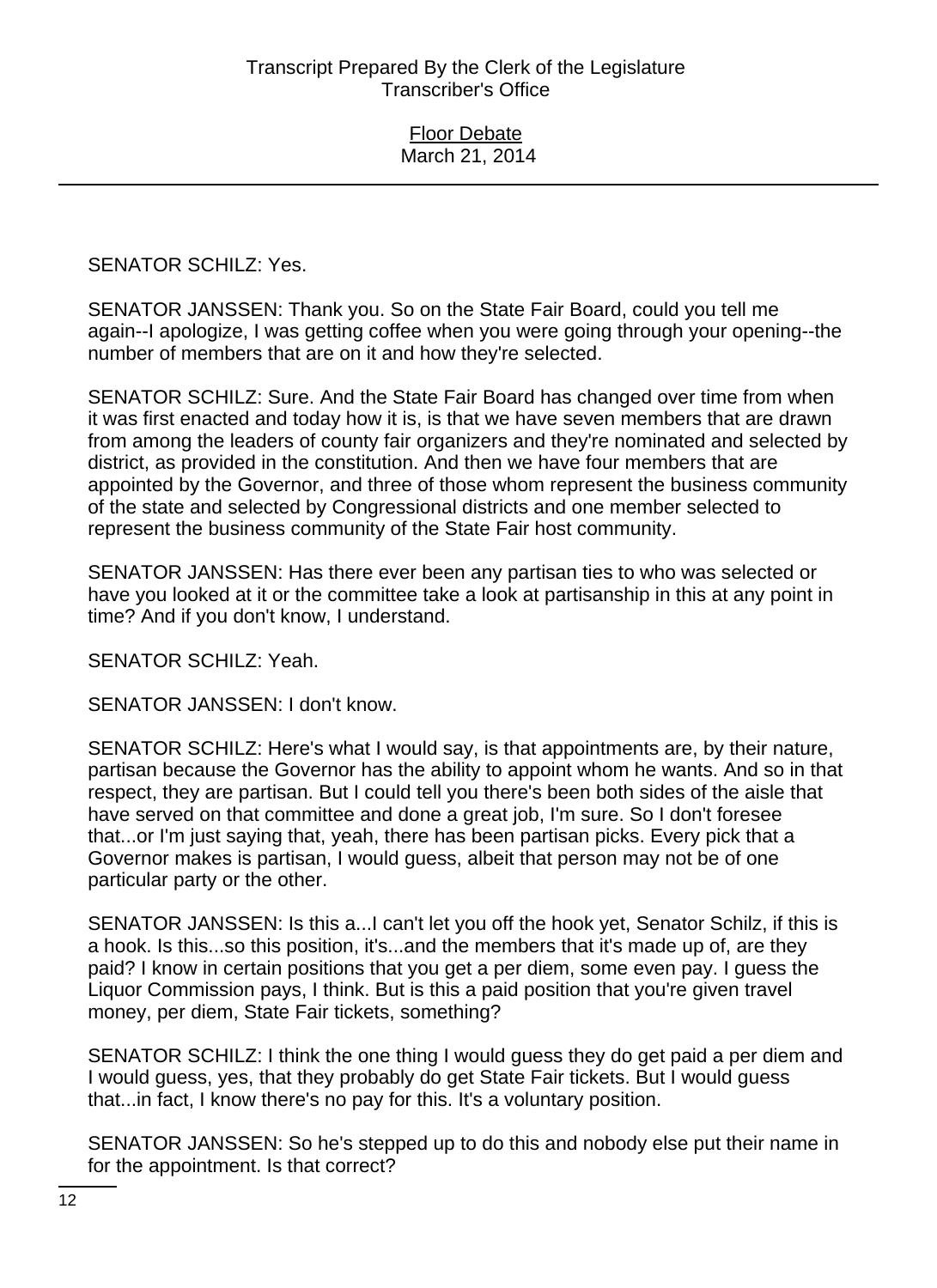SENATOR SCHILZ: Yes.

SENATOR JANSSEN: Thank you. So on the State Fair Board, could you tell me again--I apologize, I was getting coffee when you were going through your opening--the number of members that are on it and how they're selected.

SENATOR SCHILZ: Sure. And the State Fair Board has changed over time from when it was first enacted and today how it is, is that we have seven members that are drawn from among the leaders of county fair organizers and they're nominated and selected by district, as provided in the constitution. And then we have four members that are appointed by the Governor, and three of those whom represent the business community of the state and selected by Congressional districts and one member selected to represent the business community of the State Fair host community.

SENATOR JANSSEN: Has there ever been any partisan ties to who was selected or have you looked at it or the committee take a look at partisanship in this at any point in time? And if you don't know, I understand.

SENATOR SCHILZ: Yeah.

SENATOR JANSSEN: I don't know.

SENATOR SCHILZ: Here's what I would say, is that appointments are, by their nature, partisan because the Governor has the ability to appoint whom he wants. And so in that respect, they are partisan. But I could tell you there's been both sides of the aisle that have served on that committee and done a great job, I'm sure. So I don't foresee that...or I'm just saying that, yeah, there has been partisan picks. Every pick that a Governor makes is partisan, I would guess, albeit that person may not be of one particular party or the other.

SENATOR JANSSEN: Is this a...I can't let you off the hook yet, Senator Schilz, if this is a hook. Is this...so this position, it's...and the members that it's made up of, are they paid? I know in certain positions that you get a per diem, some even pay. I guess the Liquor Commission pays, I think. But is this a paid position that you're given travel money, per diem, State Fair tickets, something?

SENATOR SCHILZ: I think the one thing I would guess they do get paid a per diem and I would guess, yes, that they probably do get State Fair tickets. But I would guess that...in fact, I know there's no pay for this. It's a voluntary position.

SENATOR JANSSEN: So he's stepped up to do this and nobody else put their name in for the appointment. Is that correct?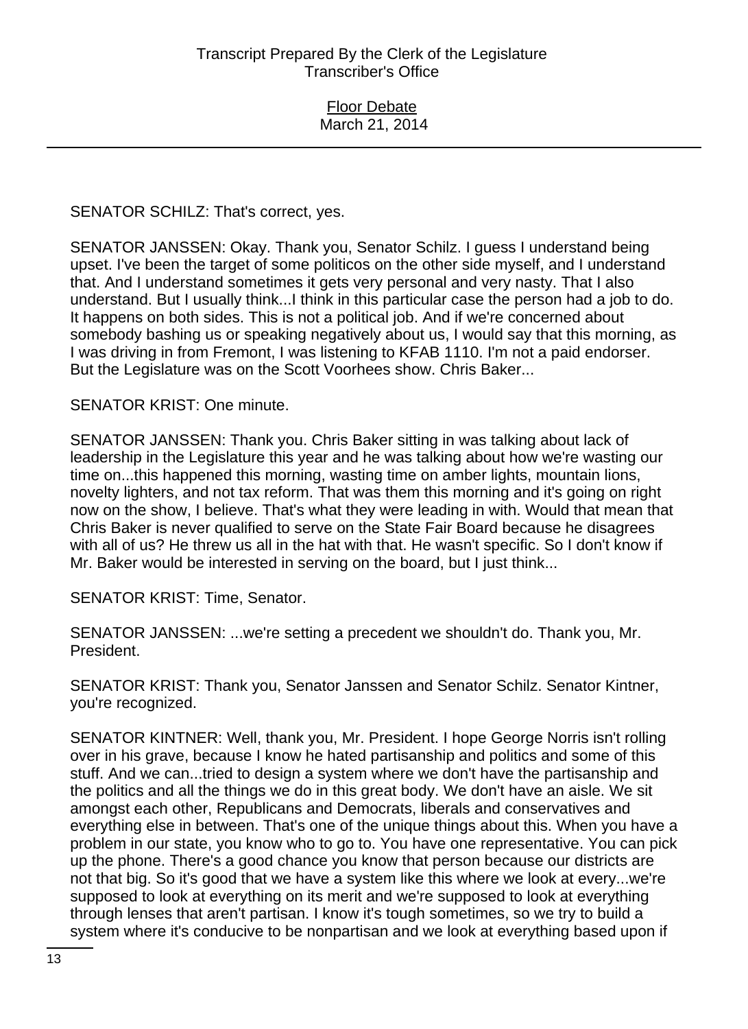SENATOR SCHILZ: That's correct, yes.

SENATOR JANSSEN: Okay. Thank you, Senator Schilz. I guess I understand being upset. I've been the target of some politicos on the other side myself, and I understand that. And I understand sometimes it gets very personal and very nasty. That I also understand. But I usually think...I think in this particular case the person had a job to do. It happens on both sides. This is not a political job. And if we're concerned about somebody bashing us or speaking negatively about us, I would say that this morning, as I was driving in from Fremont, I was listening to KFAB 1110. I'm not a paid endorser. But the Legislature was on the Scott Voorhees show. Chris Baker...

SENATOR KRIST: One minute.

SENATOR JANSSEN: Thank you. Chris Baker sitting in was talking about lack of leadership in the Legislature this year and he was talking about how we're wasting our time on...this happened this morning, wasting time on amber lights, mountain lions, novelty lighters, and not tax reform. That was them this morning and it's going on right now on the show, I believe. That's what they were leading in with. Would that mean that Chris Baker is never qualified to serve on the State Fair Board because he disagrees with all of us? He threw us all in the hat with that. He wasn't specific. So I don't know if Mr. Baker would be interested in serving on the board, but I just think...

SENATOR KRIST: Time, Senator.

SENATOR JANSSEN: ...we're setting a precedent we shouldn't do. Thank you, Mr. President.

SENATOR KRIST: Thank you, Senator Janssen and Senator Schilz. Senator Kintner, you're recognized.

SENATOR KINTNER: Well, thank you, Mr. President. I hope George Norris isn't rolling over in his grave, because I know he hated partisanship and politics and some of this stuff. And we can...tried to design a system where we don't have the partisanship and the politics and all the things we do in this great body. We don't have an aisle. We sit amongst each other, Republicans and Democrats, liberals and conservatives and everything else in between. That's one of the unique things about this. When you have a problem in our state, you know who to go to. You have one representative. You can pick up the phone. There's a good chance you know that person because our districts are not that big. So it's good that we have a system like this where we look at every...we're supposed to look at everything on its merit and we're supposed to look at everything through lenses that aren't partisan. I know it's tough sometimes, so we try to build a system where it's conducive to be nonpartisan and we look at everything based upon if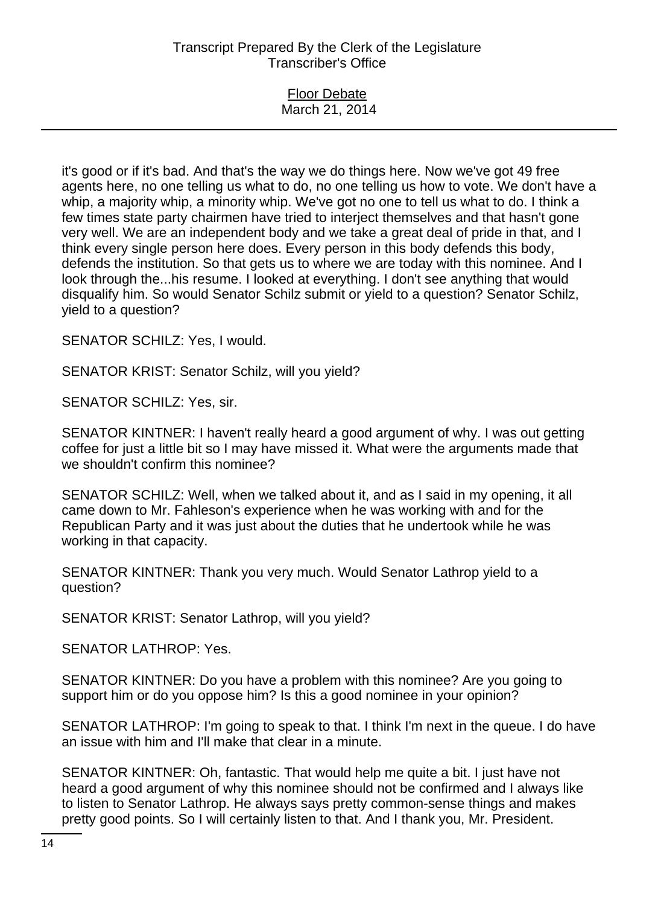it's good or if it's bad. And that's the way we do things here. Now we've got 49 free agents here, no one telling us what to do, no one telling us how to vote. We don't have a whip, a majority whip, a minority whip. We've got no one to tell us what to do. I think a few times state party chairmen have tried to interject themselves and that hasn't gone very well. We are an independent body and we take a great deal of pride in that, and I think every single person here does. Every person in this body defends this body, defends the institution. So that gets us to where we are today with this nominee. And I look through the...his resume. I looked at everything. I don't see anything that would disqualify him. So would Senator Schilz submit or yield to a question? Senator Schilz, yield to a question?

SENATOR SCHILZ: Yes, I would.

SENATOR KRIST: Senator Schilz, will you yield?

SENATOR SCHILZ: Yes, sir.

SENATOR KINTNER: I haven't really heard a good argument of why. I was out getting coffee for just a little bit so I may have missed it. What were the arguments made that we shouldn't confirm this nominee?

SENATOR SCHILZ: Well, when we talked about it, and as I said in my opening, it all came down to Mr. Fahleson's experience when he was working with and for the Republican Party and it was just about the duties that he undertook while he was working in that capacity.

SENATOR KINTNER: Thank you very much. Would Senator Lathrop yield to a question?

SENATOR KRIST: Senator Lathrop, will you yield?

SENATOR LATHROP: Yes.

SENATOR KINTNER: Do you have a problem with this nominee? Are you going to support him or do you oppose him? Is this a good nominee in your opinion?

SENATOR LATHROP: I'm going to speak to that. I think I'm next in the queue. I do have an issue with him and I'll make that clear in a minute.

SENATOR KINTNER: Oh, fantastic. That would help me quite a bit. I just have not heard a good argument of why this nominee should not be confirmed and I always like to listen to Senator Lathrop. He always says pretty common-sense things and makes pretty good points. So I will certainly listen to that. And I thank you, Mr. President.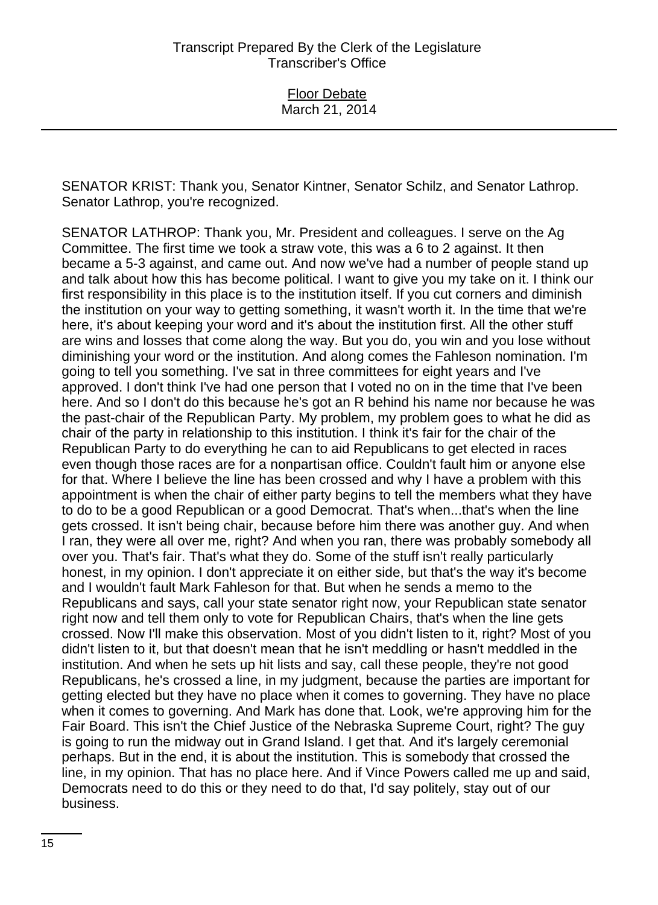SENATOR KRIST: Thank you, Senator Kintner, Senator Schilz, and Senator Lathrop. Senator Lathrop, you're recognized.

SENATOR LATHROP: Thank you, Mr. President and colleagues. I serve on the Ag Committee. The first time we took a straw vote, this was a 6 to 2 against. It then became a 5-3 against, and came out. And now we've had a number of people stand up and talk about how this has become political. I want to give you my take on it. I think our first responsibility in this place is to the institution itself. If you cut corners and diminish the institution on your way to getting something, it wasn't worth it. In the time that we're here, it's about keeping your word and it's about the institution first. All the other stuff are wins and losses that come along the way. But you do, you win and you lose without diminishing your word or the institution. And along comes the Fahleson nomination. I'm going to tell you something. I've sat in three committees for eight years and I've approved. I don't think I've had one person that I voted no on in the time that I've been here. And so I don't do this because he's got an R behind his name nor because he was the past-chair of the Republican Party. My problem, my problem goes to what he did as chair of the party in relationship to this institution. I think it's fair for the chair of the Republican Party to do everything he can to aid Republicans to get elected in races even though those races are for a nonpartisan office. Couldn't fault him or anyone else for that. Where I believe the line has been crossed and why I have a problem with this appointment is when the chair of either party begins to tell the members what they have to do to be a good Republican or a good Democrat. That's when...that's when the line gets crossed. It isn't being chair, because before him there was another guy. And when I ran, they were all over me, right? And when you ran, there was probably somebody all over you. That's fair. That's what they do. Some of the stuff isn't really particularly honest, in my opinion. I don't appreciate it on either side, but that's the way it's become and I wouldn't fault Mark Fahleson for that. But when he sends a memo to the Republicans and says, call your state senator right now, your Republican state senator right now and tell them only to vote for Republican Chairs, that's when the line gets crossed. Now I'll make this observation. Most of you didn't listen to it, right? Most of you didn't listen to it, but that doesn't mean that he isn't meddling or hasn't meddled in the institution. And when he sets up hit lists and say, call these people, they're not good Republicans, he's crossed a line, in my judgment, because the parties are important for getting elected but they have no place when it comes to governing. They have no place when it comes to governing. And Mark has done that. Look, we're approving him for the Fair Board. This isn't the Chief Justice of the Nebraska Supreme Court, right? The guy is going to run the midway out in Grand Island. I get that. And it's largely ceremonial perhaps. But in the end, it is about the institution. This is somebody that crossed the line, in my opinion. That has no place here. And if Vince Powers called me up and said, Democrats need to do this or they need to do that, I'd say politely, stay out of our business.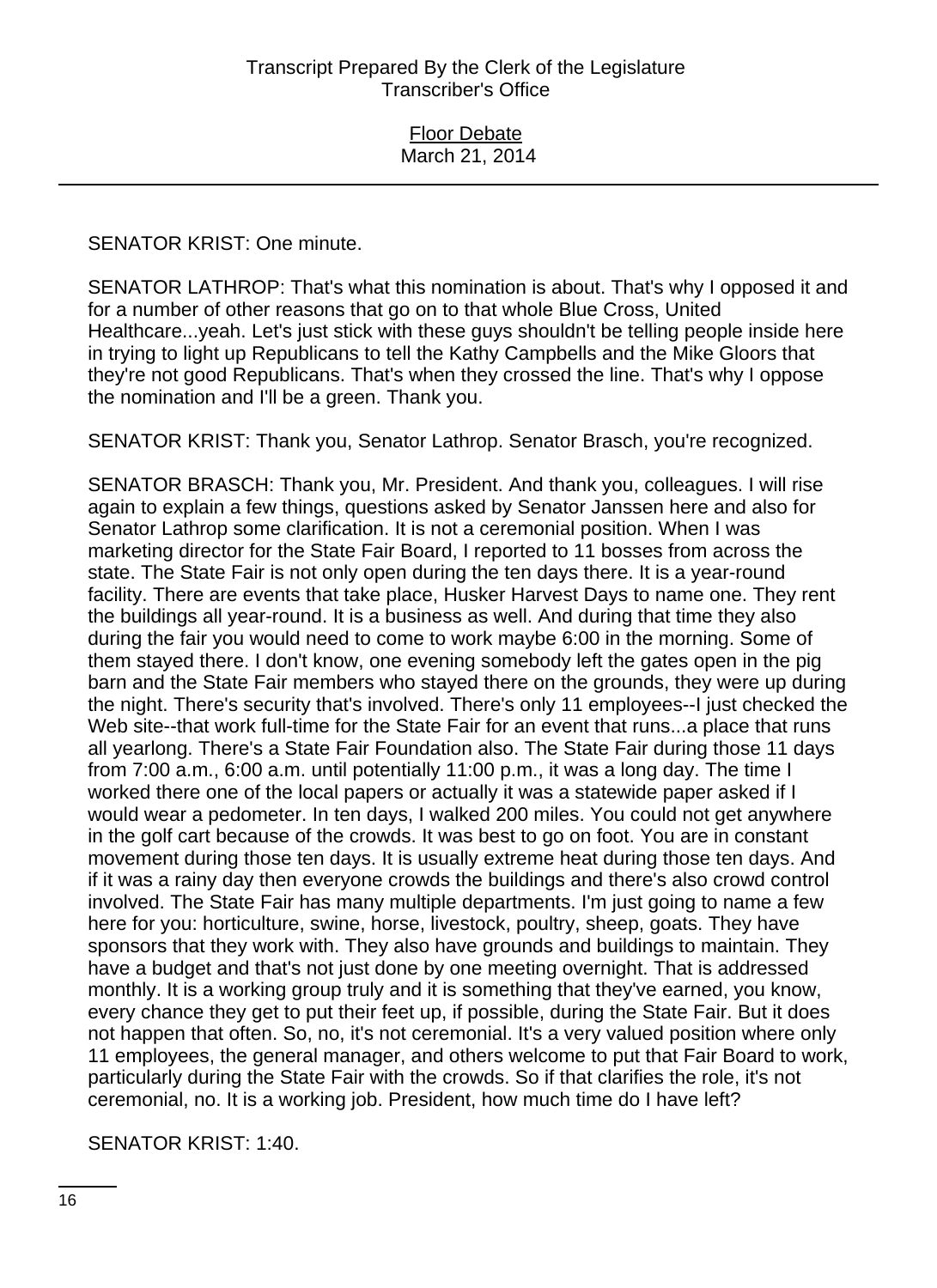SENATOR KRIST: One minute.

SENATOR LATHROP: That's what this nomination is about. That's why I opposed it and for a number of other reasons that go on to that whole Blue Cross, United Healthcare...yeah. Let's just stick with these guys shouldn't be telling people inside here in trying to light up Republicans to tell the Kathy Campbells and the Mike Gloors that they're not good Republicans. That's when they crossed the line. That's why I oppose the nomination and I'll be a green. Thank you.

SENATOR KRIST: Thank you, Senator Lathrop. Senator Brasch, you're recognized.

SENATOR BRASCH: Thank you, Mr. President. And thank you, colleagues. I will rise again to explain a few things, questions asked by Senator Janssen here and also for Senator Lathrop some clarification. It is not a ceremonial position. When I was marketing director for the State Fair Board, I reported to 11 bosses from across the state. The State Fair is not only open during the ten days there. It is a year-round facility. There are events that take place, Husker Harvest Days to name one. They rent the buildings all year-round. It is a business as well. And during that time they also during the fair you would need to come to work maybe 6:00 in the morning. Some of them stayed there. I don't know, one evening somebody left the gates open in the pig barn and the State Fair members who stayed there on the grounds, they were up during the night. There's security that's involved. There's only 11 employees--I just checked the Web site--that work full-time for the State Fair for an event that runs...a place that runs all yearlong. There's a State Fair Foundation also. The State Fair during those 11 days from 7:00 a.m., 6:00 a.m. until potentially 11:00 p.m., it was a long day. The time I worked there one of the local papers or actually it was a statewide paper asked if I would wear a pedometer. In ten days, I walked 200 miles. You could not get anywhere in the golf cart because of the crowds. It was best to go on foot. You are in constant movement during those ten days. It is usually extreme heat during those ten days. And if it was a rainy day then everyone crowds the buildings and there's also crowd control involved. The State Fair has many multiple departments. I'm just going to name a few here for you: horticulture, swine, horse, livestock, poultry, sheep, goats. They have sponsors that they work with. They also have grounds and buildings to maintain. They have a budget and that's not just done by one meeting overnight. That is addressed monthly. It is a working group truly and it is something that they've earned, you know, every chance they get to put their feet up, if possible, during the State Fair. But it does not happen that often. So, no, it's not ceremonial. It's a very valued position where only 11 employees, the general manager, and others welcome to put that Fair Board to work, particularly during the State Fair with the crowds. So if that clarifies the role, it's not ceremonial, no. It is a working job. President, how much time do I have left?

SENATOR KRIST: 1:40.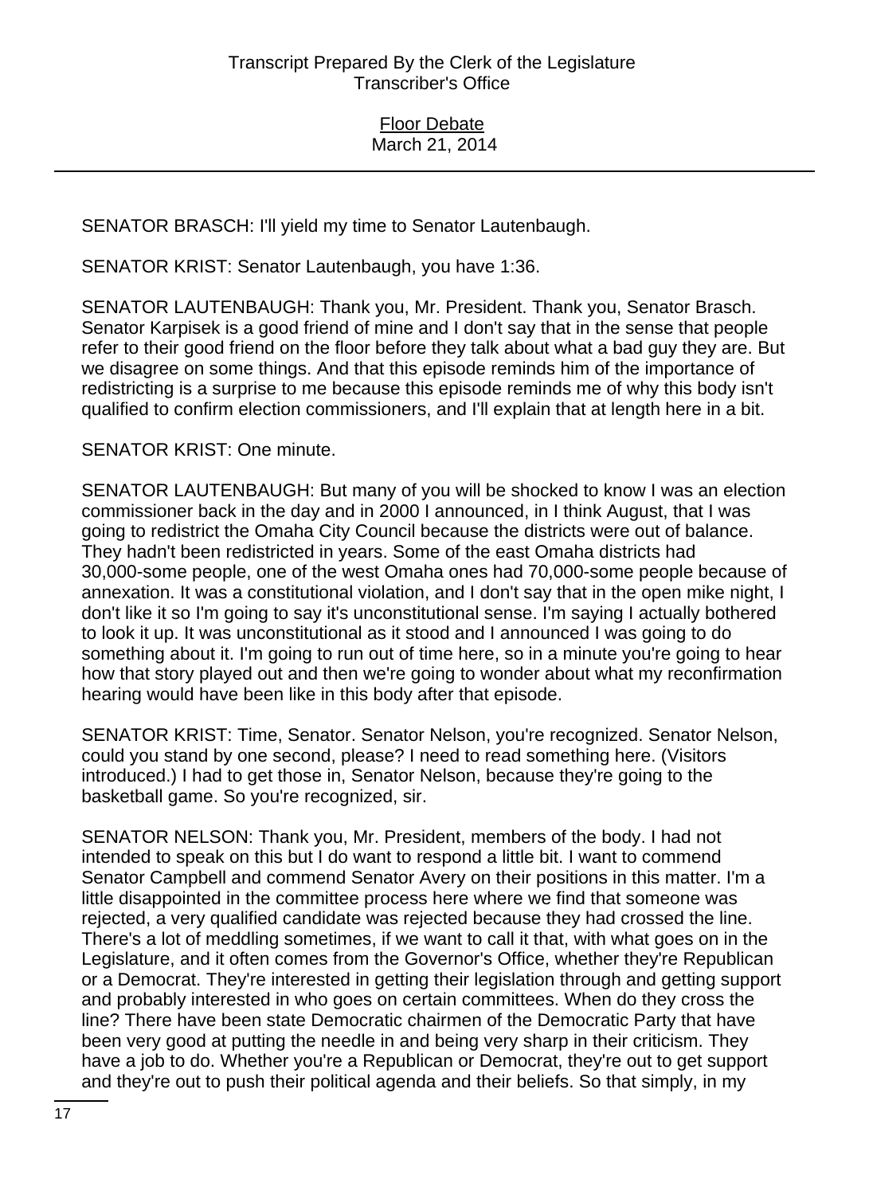SENATOR BRASCH: I'll yield my time to Senator Lautenbaugh.

SENATOR KRIST: Senator Lautenbaugh, you have 1:36.

SENATOR LAUTENBAUGH: Thank you, Mr. President. Thank you, Senator Brasch. Senator Karpisek is a good friend of mine and I don't say that in the sense that people refer to their good friend on the floor before they talk about what a bad guy they are. But we disagree on some things. And that this episode reminds him of the importance of redistricting is a surprise to me because this episode reminds me of why this body isn't qualified to confirm election commissioners, and I'll explain that at length here in a bit.

SENATOR KRIST: One minute.

SENATOR LAUTENBAUGH: But many of you will be shocked to know I was an election commissioner back in the day and in 2000 I announced, in I think August, that I was going to redistrict the Omaha City Council because the districts were out of balance. They hadn't been redistricted in years. Some of the east Omaha districts had 30,000-some people, one of the west Omaha ones had 70,000-some people because of annexation. It was a constitutional violation, and I don't say that in the open mike night, I don't like it so I'm going to say it's unconstitutional sense. I'm saying I actually bothered to look it up. It was unconstitutional as it stood and I announced I was going to do something about it. I'm going to run out of time here, so in a minute you're going to hear how that story played out and then we're going to wonder about what my reconfirmation hearing would have been like in this body after that episode.

SENATOR KRIST: Time, Senator. Senator Nelson, you're recognized. Senator Nelson, could you stand by one second, please? I need to read something here. (Visitors introduced.) I had to get those in, Senator Nelson, because they're going to the basketball game. So you're recognized, sir.

SENATOR NELSON: Thank you, Mr. President, members of the body. I had not intended to speak on this but I do want to respond a little bit. I want to commend Senator Campbell and commend Senator Avery on their positions in this matter. I'm a little disappointed in the committee process here where we find that someone was rejected, a very qualified candidate was rejected because they had crossed the line. There's a lot of meddling sometimes, if we want to call it that, with what goes on in the Legislature, and it often comes from the Governor's Office, whether they're Republican or a Democrat. They're interested in getting their legislation through and getting support and probably interested in who goes on certain committees. When do they cross the line? There have been state Democratic chairmen of the Democratic Party that have been very good at putting the needle in and being very sharp in their criticism. They have a job to do. Whether you're a Republican or Democrat, they're out to get support and they're out to push their political agenda and their beliefs. So that simply, in my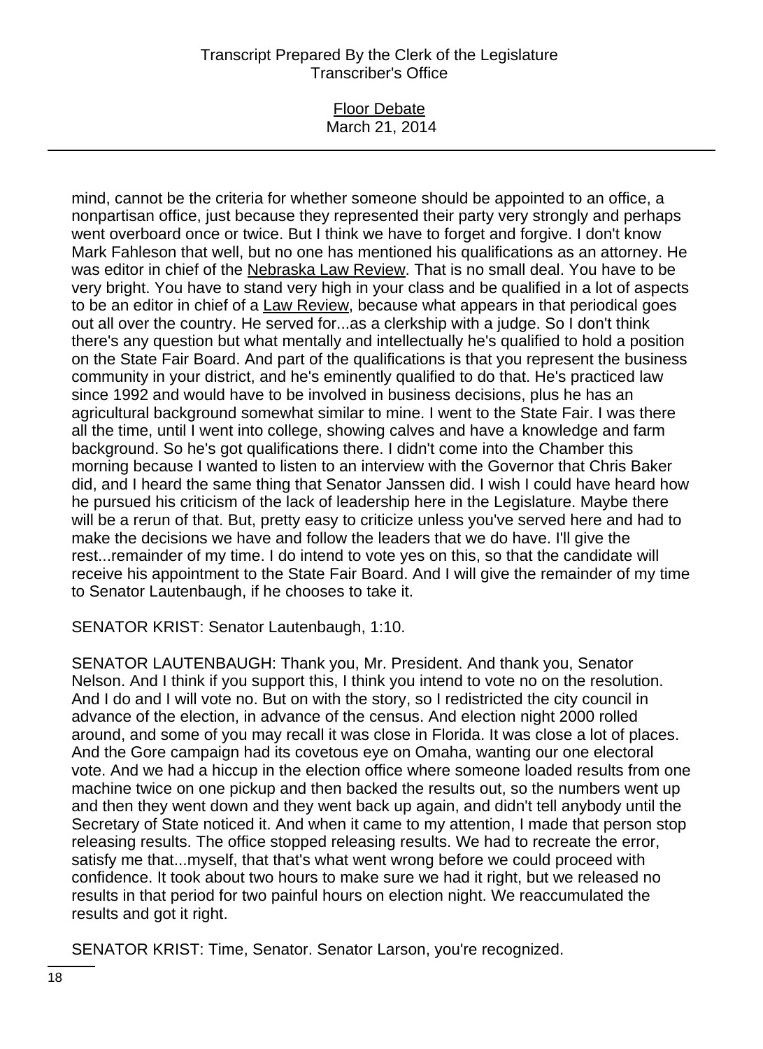mind, cannot be the criteria for whether someone should be appointed to an office, a nonpartisan office, just because they represented their party very strongly and perhaps went overboard once or twice. But I think we have to forget and forgive. I don't know Mark Fahleson that well, but no one has mentioned his qualifications as an attorney. He was editor in chief of the Nebraska Law Review. That is no small deal. You have to be very bright. You have to stand very high in your class and be qualified in a lot of aspects to be an editor in chief of a Law Review, because what appears in that periodical goes out all over the country. He served for...as a clerkship with a judge. So I don't think there's any question but what mentally and intellectually he's qualified to hold a position on the State Fair Board. And part of the qualifications is that you represent the business community in your district, and he's eminently qualified to do that. He's practiced law since 1992 and would have to be involved in business decisions, plus he has an agricultural background somewhat similar to mine. I went to the State Fair. I was there all the time, until I went into college, showing calves and have a knowledge and farm background. So he's got qualifications there. I didn't come into the Chamber this morning because I wanted to listen to an interview with the Governor that Chris Baker did, and I heard the same thing that Senator Janssen did. I wish I could have heard how he pursued his criticism of the lack of leadership here in the Legislature. Maybe there will be a rerun of that. But, pretty easy to criticize unless you've served here and had to make the decisions we have and follow the leaders that we do have. I'll give the rest...remainder of my time. I do intend to vote yes on this, so that the candidate will receive his appointment to the State Fair Board. And I will give the remainder of my time to Senator Lautenbaugh, if he chooses to take it.

SENATOR KRIST: Senator Lautenbaugh, 1:10.

SENATOR LAUTENBAUGH: Thank you, Mr. President. And thank you, Senator Nelson. And I think if you support this, I think you intend to vote no on the resolution. And I do and I will vote no. But on with the story, so I redistricted the city council in advance of the election, in advance of the census. And election night 2000 rolled around, and some of you may recall it was close in Florida. It was close a lot of places. And the Gore campaign had its covetous eye on Omaha, wanting our one electoral vote. And we had a hiccup in the election office where someone loaded results from one machine twice on one pickup and then backed the results out, so the numbers went up and then they went down and they went back up again, and didn't tell anybody until the Secretary of State noticed it. And when it came to my attention, I made that person stop releasing results. The office stopped releasing results. We had to recreate the error, satisfy me that...myself, that that's what went wrong before we could proceed with confidence. It took about two hours to make sure we had it right, but we released no results in that period for two painful hours on election night. We reaccumulated the results and got it right.

SENATOR KRIST: Time, Senator. Senator Larson, you're recognized.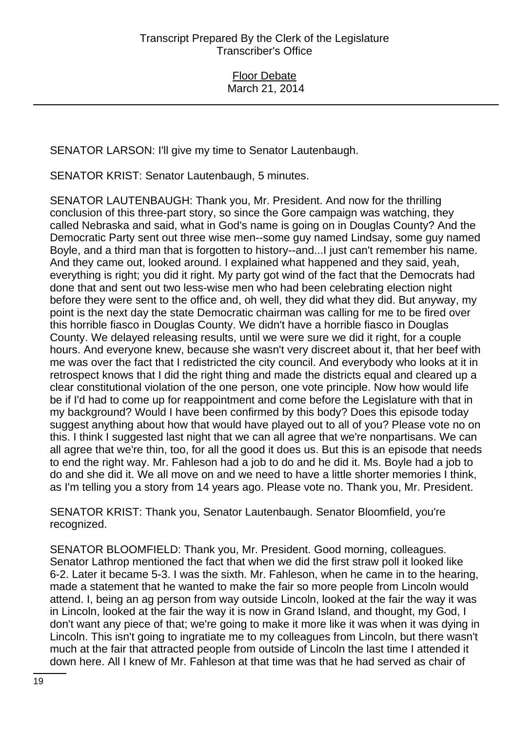SENATOR LARSON: I'll give my time to Senator Lautenbaugh.

SENATOR KRIST: Senator Lautenbaugh, 5 minutes.

SENATOR LAUTENBAUGH: Thank you, Mr. President. And now for the thrilling conclusion of this three-part story, so since the Gore campaign was watching, they called Nebraska and said, what in God's name is going on in Douglas County? And the Democratic Party sent out three wise men--some guy named Lindsay, some guy named Boyle, and a third man that is forgotten to history--and...I just can't remember his name. And they came out, looked around. I explained what happened and they said, yeah, everything is right; you did it right. My party got wind of the fact that the Democrats had done that and sent out two less-wise men who had been celebrating election night before they were sent to the office and, oh well, they did what they did. But anyway, my point is the next day the state Democratic chairman was calling for me to be fired over this horrible fiasco in Douglas County. We didn't have a horrible fiasco in Douglas County. We delayed releasing results, until we were sure we did it right, for a couple hours. And everyone knew, because she wasn't very discreet about it, that her beef with me was over the fact that I redistricted the city council. And everybody who looks at it in retrospect knows that I did the right thing and made the districts equal and cleared up a clear constitutional violation of the one person, one vote principle. Now how would life be if I'd had to come up for reappointment and come before the Legislature with that in my background? Would I have been confirmed by this body? Does this episode today suggest anything about how that would have played out to all of you? Please vote no on this. I think I suggested last night that we can all agree that we're nonpartisans. We can all agree that we're thin, too, for all the good it does us. But this is an episode that needs to end the right way. Mr. Fahleson had a job to do and he did it. Ms. Boyle had a job to do and she did it. We all move on and we need to have a little shorter memories I think, as I'm telling you a story from 14 years ago. Please vote no. Thank you, Mr. President.

SENATOR KRIST: Thank you, Senator Lautenbaugh. Senator Bloomfield, you're recognized.

SENATOR BLOOMFIELD: Thank you, Mr. President. Good morning, colleagues. Senator Lathrop mentioned the fact that when we did the first straw poll it looked like 6-2. Later it became 5-3. I was the sixth. Mr. Fahleson, when he came in to the hearing, made a statement that he wanted to make the fair so more people from Lincoln would attend. I, being an ag person from way outside Lincoln, looked at the fair the way it was in Lincoln, looked at the fair the way it is now in Grand Island, and thought, my God, I don't want any piece of that; we're going to make it more like it was when it was dying in Lincoln. This isn't going to ingratiate me to my colleagues from Lincoln, but there wasn't much at the fair that attracted people from outside of Lincoln the last time I attended it down here. All I knew of Mr. Fahleson at that time was that he had served as chair of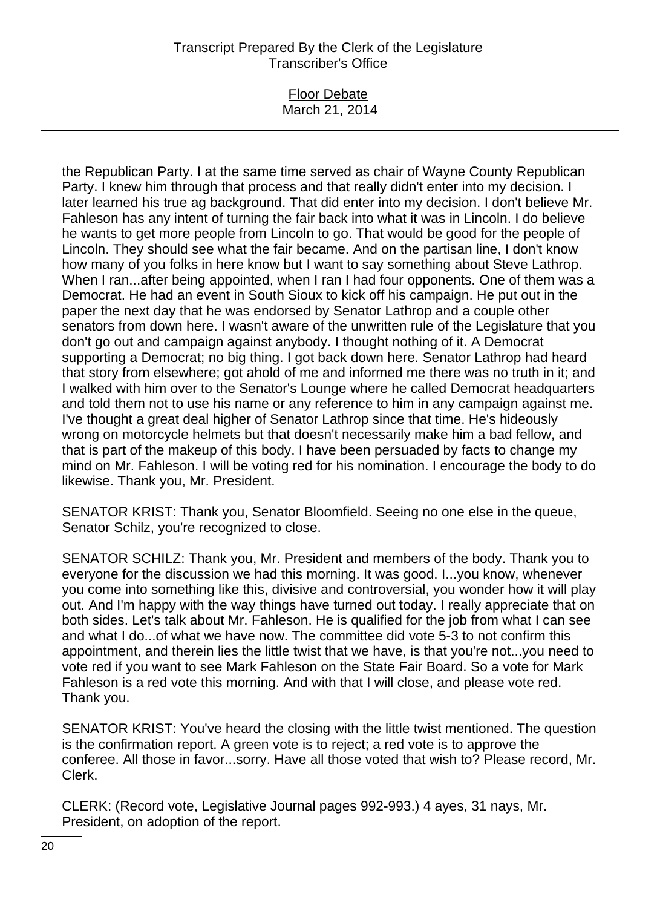the Republican Party. I at the same time served as chair of Wayne County Republican Party. I knew him through that process and that really didn't enter into my decision. I later learned his true ag background. That did enter into my decision. I don't believe Mr. Fahleson has any intent of turning the fair back into what it was in Lincoln. I do believe he wants to get more people from Lincoln to go. That would be good for the people of Lincoln. They should see what the fair became. And on the partisan line, I don't know how many of you folks in here know but I want to say something about Steve Lathrop. When I ran...after being appointed, when I ran I had four opponents. One of them was a Democrat. He had an event in South Sioux to kick off his campaign. He put out in the paper the next day that he was endorsed by Senator Lathrop and a couple other senators from down here. I wasn't aware of the unwritten rule of the Legislature that you don't go out and campaign against anybody. I thought nothing of it. A Democrat supporting a Democrat; no big thing. I got back down here. Senator Lathrop had heard that story from elsewhere; got ahold of me and informed me there was no truth in it; and I walked with him over to the Senator's Lounge where he called Democrat headquarters and told them not to use his name or any reference to him in any campaign against me. I've thought a great deal higher of Senator Lathrop since that time. He's hideously wrong on motorcycle helmets but that doesn't necessarily make him a bad fellow, and that is part of the makeup of this body. I have been persuaded by facts to change my mind on Mr. Fahleson. I will be voting red for his nomination. I encourage the body to do likewise. Thank you, Mr. President.

SENATOR KRIST: Thank you, Senator Bloomfield. Seeing no one else in the queue, Senator Schilz, you're recognized to close.

SENATOR SCHILZ: Thank you, Mr. President and members of the body. Thank you to everyone for the discussion we had this morning. It was good. I...you know, whenever you come into something like this, divisive and controversial, you wonder how it will play out. And I'm happy with the way things have turned out today. I really appreciate that on both sides. Let's talk about Mr. Fahleson. He is qualified for the job from what I can see and what I do...of what we have now. The committee did vote 5-3 to not confirm this appointment, and therein lies the little twist that we have, is that you're not...you need to vote red if you want to see Mark Fahleson on the State Fair Board. So a vote for Mark Fahleson is a red vote this morning. And with that I will close, and please vote red. Thank you.

SENATOR KRIST: You've heard the closing with the little twist mentioned. The question is the confirmation report. A green vote is to reject; a red vote is to approve the conferee. All those in favor...sorry. Have all those voted that wish to? Please record, Mr. Clerk.

CLERK: (Record vote, Legislative Journal pages 992-993.) 4 ayes, 31 nays, Mr. President, on adoption of the report.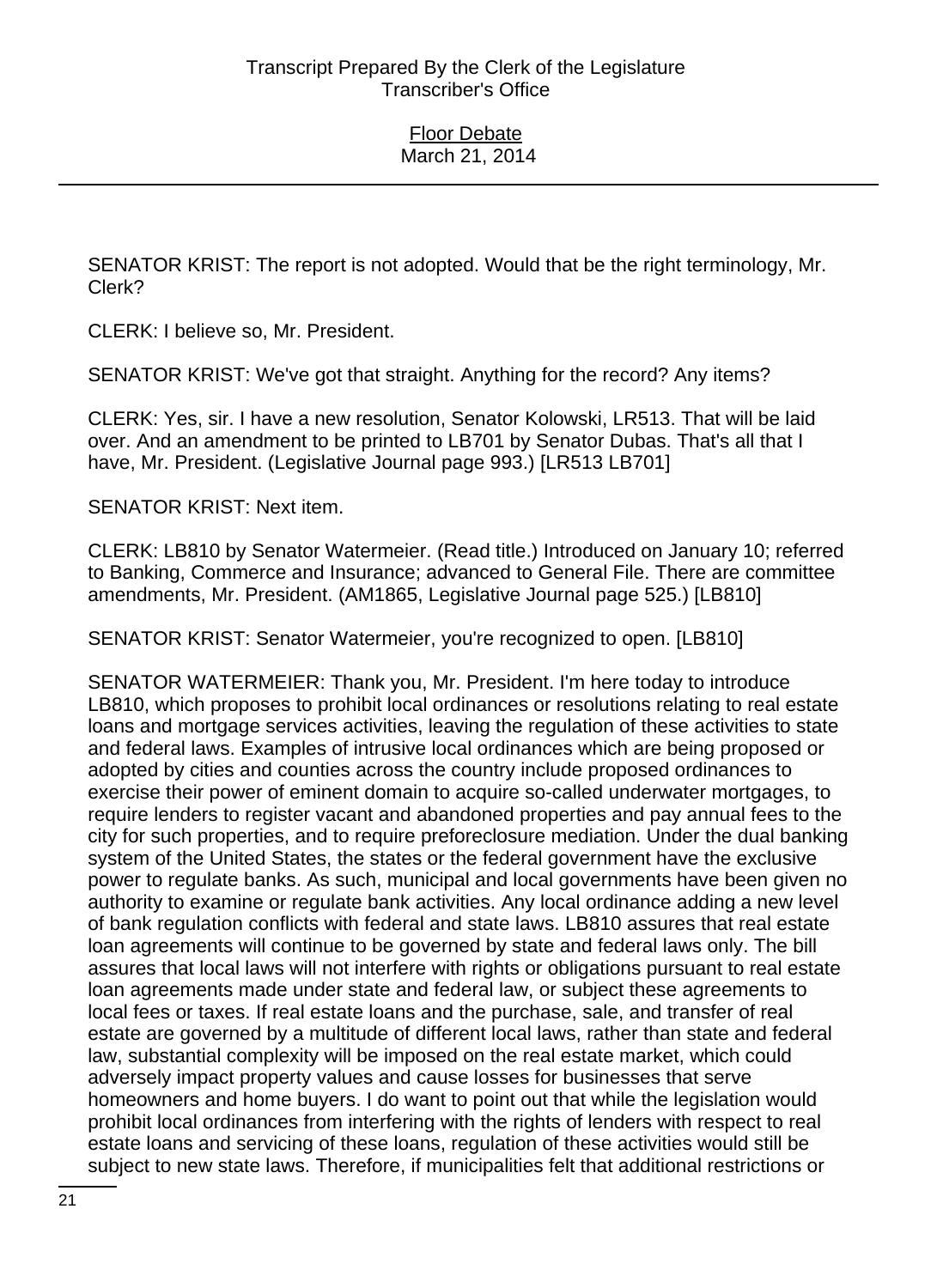SENATOR KRIST: The report is not adopted. Would that be the right terminology, Mr. Clerk?

CLERK: I believe so, Mr. President.

SENATOR KRIST: We've got that straight. Anything for the record? Any items?

CLERK: Yes, sir. I have a new resolution, Senator Kolowski, LR513. That will be laid over. And an amendment to be printed to LB701 by Senator Dubas. That's all that I have, Mr. President. (Legislative Journal page 993.) [LR513 LB701]

SENATOR KRIST: Next item.

CLERK: LB810 by Senator Watermeier. (Read title.) Introduced on January 10; referred to Banking, Commerce and Insurance; advanced to General File. There are committee amendments, Mr. President. (AM1865, Legislative Journal page 525.) [LB810]

SENATOR KRIST: Senator Watermeier, you're recognized to open. [LB810]

SENATOR WATERMEIER: Thank you, Mr. President. I'm here today to introduce LB810, which proposes to prohibit local ordinances or resolutions relating to real estate loans and mortgage services activities, leaving the regulation of these activities to state and federal laws. Examples of intrusive local ordinances which are being proposed or adopted by cities and counties across the country include proposed ordinances to exercise their power of eminent domain to acquire so-called underwater mortgages, to require lenders to register vacant and abandoned properties and pay annual fees to the city for such properties, and to require preforeclosure mediation. Under the dual banking system of the United States, the states or the federal government have the exclusive power to regulate banks. As such, municipal and local governments have been given no authority to examine or regulate bank activities. Any local ordinance adding a new level of bank regulation conflicts with federal and state laws. LB810 assures that real estate loan agreements will continue to be governed by state and federal laws only. The bill assures that local laws will not interfere with rights or obligations pursuant to real estate loan agreements made under state and federal law, or subject these agreements to local fees or taxes. If real estate loans and the purchase, sale, and transfer of real estate are governed by a multitude of different local laws, rather than state and federal law, substantial complexity will be imposed on the real estate market, which could adversely impact property values and cause losses for businesses that serve homeowners and home buyers. I do want to point out that while the legislation would prohibit local ordinances from interfering with the rights of lenders with respect to real estate loans and servicing of these loans, regulation of these activities would still be subject to new state laws. Therefore, if municipalities felt that additional restrictions or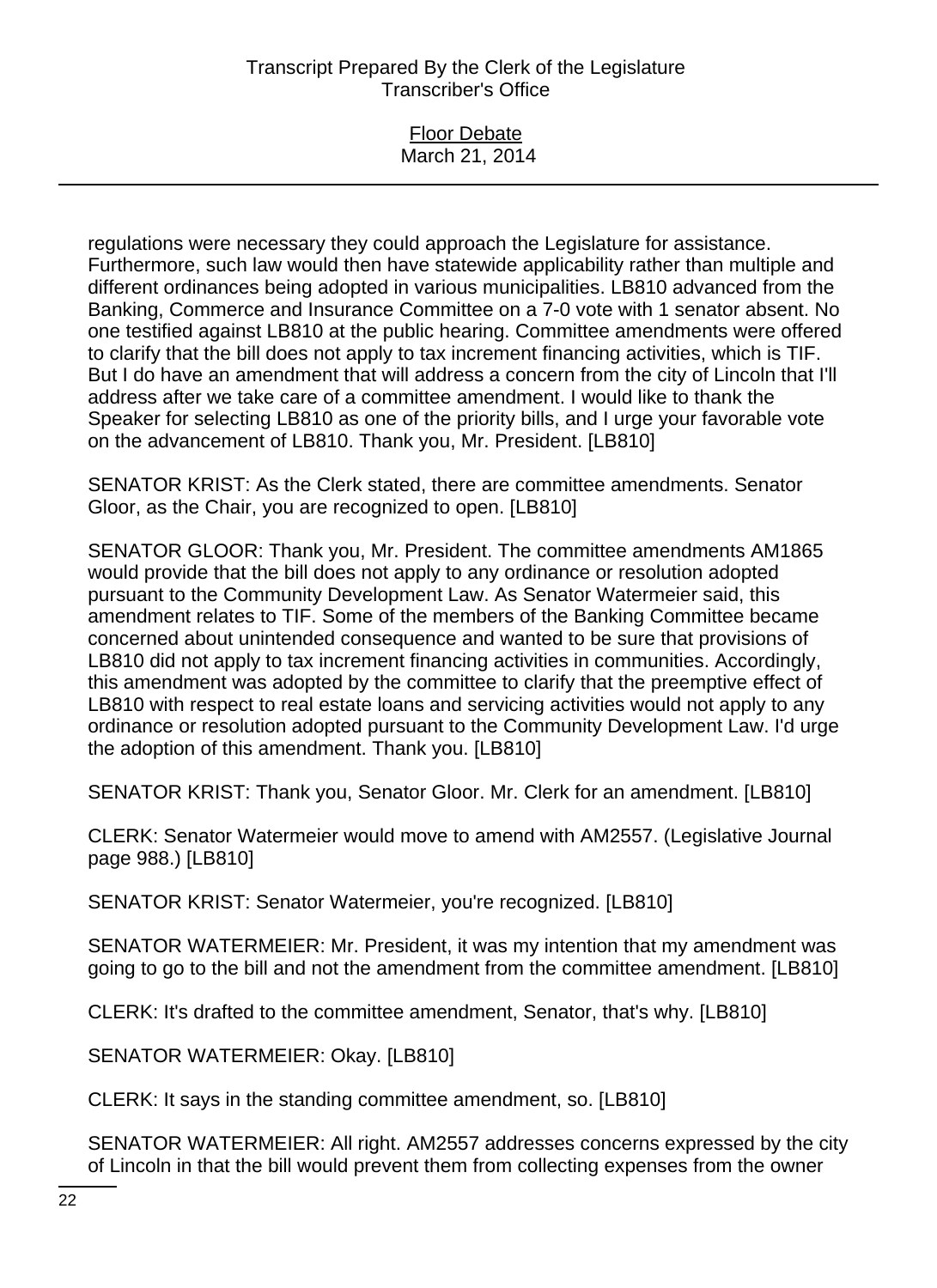regulations were necessary they could approach the Legislature for assistance. Furthermore, such law would then have statewide applicability rather than multiple and different ordinances being adopted in various municipalities. LB810 advanced from the Banking, Commerce and Insurance Committee on a 7-0 vote with 1 senator absent. No one testified against LB810 at the public hearing. Committee amendments were offered to clarify that the bill does not apply to tax increment financing activities, which is TIF. But I do have an amendment that will address a concern from the city of Lincoln that I'll address after we take care of a committee amendment. I would like to thank the Speaker for selecting LB810 as one of the priority bills, and I urge your favorable vote on the advancement of LB810. Thank you, Mr. President. [LB810]

SENATOR KRIST: As the Clerk stated, there are committee amendments. Senator Gloor, as the Chair, you are recognized to open. [LB810]

SENATOR GLOOR: Thank you, Mr. President. The committee amendments AM1865 would provide that the bill does not apply to any ordinance or resolution adopted pursuant to the Community Development Law. As Senator Watermeier said, this amendment relates to TIF. Some of the members of the Banking Committee became concerned about unintended consequence and wanted to be sure that provisions of LB810 did not apply to tax increment financing activities in communities. Accordingly, this amendment was adopted by the committee to clarify that the preemptive effect of LB810 with respect to real estate loans and servicing activities would not apply to any ordinance or resolution adopted pursuant to the Community Development Law. I'd urge the adoption of this amendment. Thank you. [LB810]

SENATOR KRIST: Thank you, Senator Gloor. Mr. Clerk for an amendment. [LB810]

CLERK: Senator Watermeier would move to amend with AM2557. (Legislative Journal page 988.) [LB810]

SENATOR KRIST: Senator Watermeier, you're recognized. [LB810]

SENATOR WATERMEIER: Mr. President, it was my intention that my amendment was going to go to the bill and not the amendment from the committee amendment. [LB810]

CLERK: It's drafted to the committee amendment, Senator, that's why. [LB810]

SENATOR WATERMEIER: Okay. [LB810]

CLERK: It says in the standing committee amendment, so. [LB810]

SENATOR WATERMEIER: All right. AM2557 addresses concerns expressed by the city of Lincoln in that the bill would prevent them from collecting expenses from the owner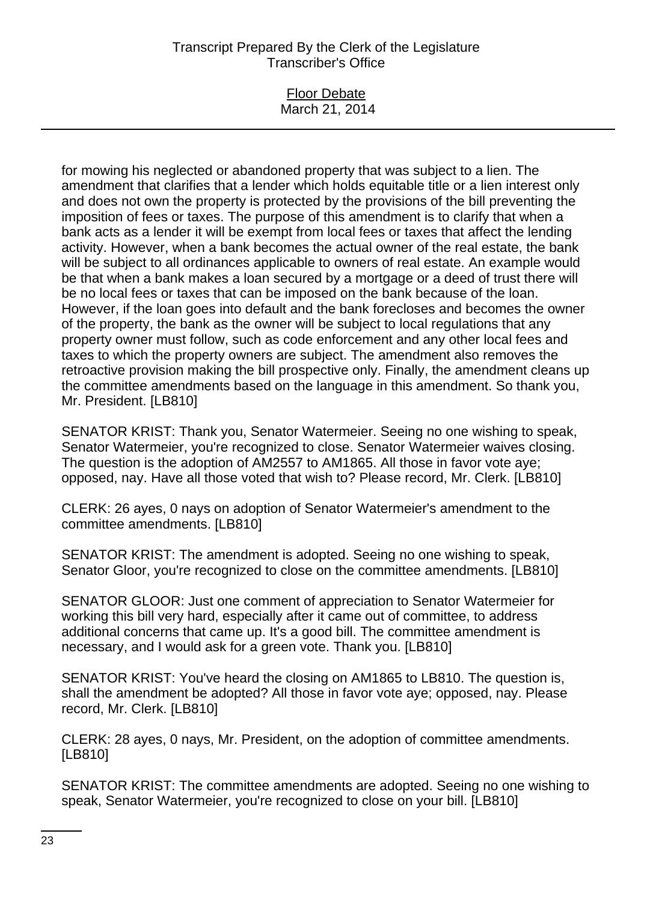for mowing his neglected or abandoned property that was subject to a lien. The amendment that clarifies that a lender which holds equitable title or a lien interest only and does not own the property is protected by the provisions of the bill preventing the imposition of fees or taxes. The purpose of this amendment is to clarify that when a bank acts as a lender it will be exempt from local fees or taxes that affect the lending activity. However, when a bank becomes the actual owner of the real estate, the bank will be subject to all ordinances applicable to owners of real estate. An example would be that when a bank makes a loan secured by a mortgage or a deed of trust there will be no local fees or taxes that can be imposed on the bank because of the loan. However, if the loan goes into default and the bank forecloses and becomes the owner of the property, the bank as the owner will be subject to local regulations that any property owner must follow, such as code enforcement and any other local fees and taxes to which the property owners are subject. The amendment also removes the retroactive provision making the bill prospective only. Finally, the amendment cleans up the committee amendments based on the language in this amendment. So thank you, Mr. President. [LB810]

SENATOR KRIST: Thank you, Senator Watermeier. Seeing no one wishing to speak, Senator Watermeier, you're recognized to close. Senator Watermeier waives closing. The question is the adoption of AM2557 to AM1865. All those in favor vote aye; opposed, nay. Have all those voted that wish to? Please record, Mr. Clerk. [LB810]

CLERK: 26 ayes, 0 nays on adoption of Senator Watermeier's amendment to the committee amendments. [LB810]

SENATOR KRIST: The amendment is adopted. Seeing no one wishing to speak, Senator Gloor, you're recognized to close on the committee amendments. [LB810]

SENATOR GLOOR: Just one comment of appreciation to Senator Watermeier for working this bill very hard, especially after it came out of committee, to address additional concerns that came up. It's a good bill. The committee amendment is necessary, and I would ask for a green vote. Thank you. [LB810]

SENATOR KRIST: You've heard the closing on AM1865 to LB810. The question is, shall the amendment be adopted? All those in favor vote aye; opposed, nay. Please record, Mr. Clerk. [LB810]

CLERK: 28 ayes, 0 nays, Mr. President, on the adoption of committee amendments. [LB810]

SENATOR KRIST: The committee amendments are adopted. Seeing no one wishing to speak, Senator Watermeier, you're recognized to close on your bill. [LB810]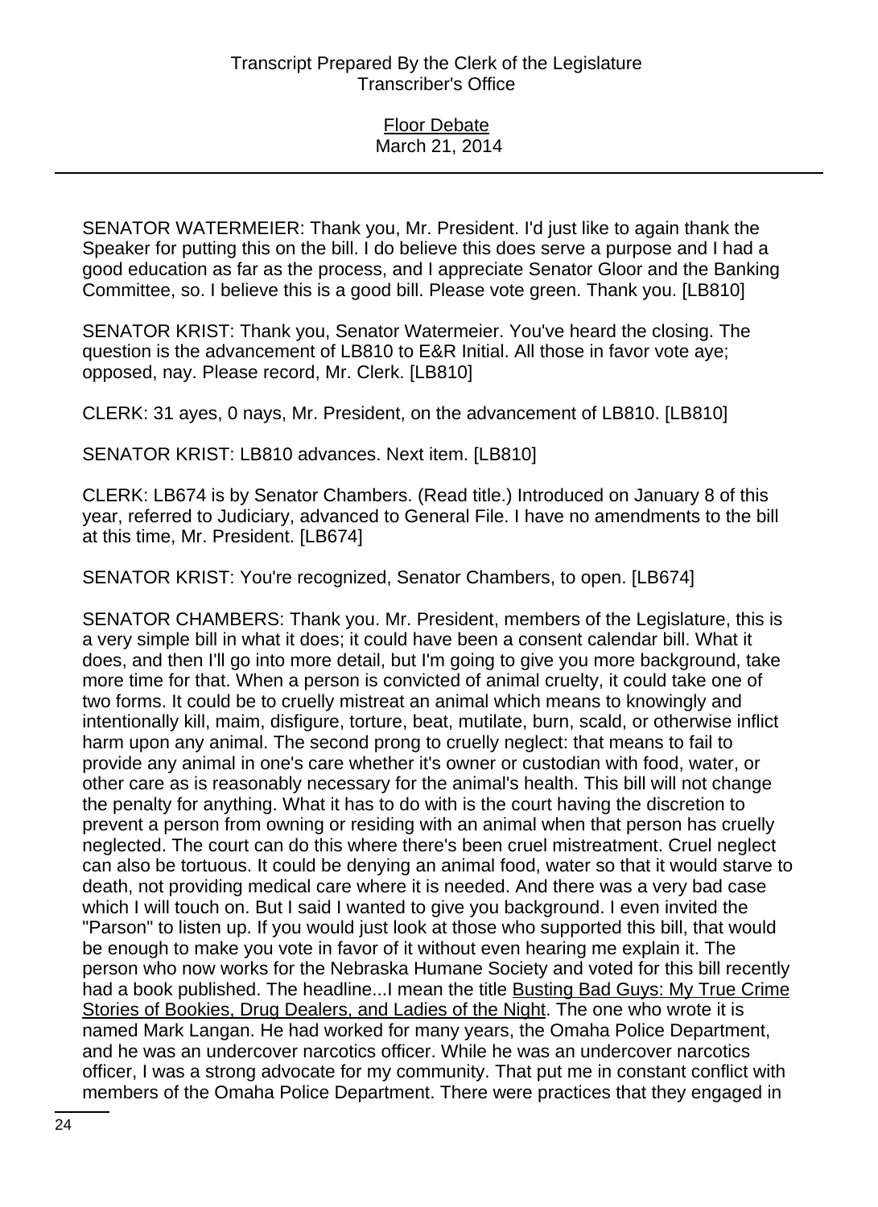SENATOR WATERMEIER: Thank you, Mr. President. I'd just like to again thank the Speaker for putting this on the bill. I do believe this does serve a purpose and I had a good education as far as the process, and I appreciate Senator Gloor and the Banking Committee, so. I believe this is a good bill. Please vote green. Thank you. [LB810]

SENATOR KRIST: Thank you, Senator Watermeier. You've heard the closing. The question is the advancement of LB810 to E&R Initial. All those in favor vote aye; opposed, nay. Please record, Mr. Clerk. [LB810]

CLERK: 31 ayes, 0 nays, Mr. President, on the advancement of LB810. [LB810]

SENATOR KRIST: LB810 advances. Next item. [LB810]

CLERK: LB674 is by Senator Chambers. (Read title.) Introduced on January 8 of this year, referred to Judiciary, advanced to General File. I have no amendments to the bill at this time, Mr. President. [LB674]

SENATOR KRIST: You're recognized, Senator Chambers, to open. [LB674]

SENATOR CHAMBERS: Thank you. Mr. President, members of the Legislature, this is a very simple bill in what it does; it could have been a consent calendar bill. What it does, and then I'll go into more detail, but I'm going to give you more background, take more time for that. When a person is convicted of animal cruelty, it could take one of two forms. It could be to cruelly mistreat an animal which means to knowingly and intentionally kill, maim, disfigure, torture, beat, mutilate, burn, scald, or otherwise inflict harm upon any animal. The second prong to cruelly neglect: that means to fail to provide any animal in one's care whether it's owner or custodian with food, water, or other care as is reasonably necessary for the animal's health. This bill will not change the penalty for anything. What it has to do with is the court having the discretion to prevent a person from owning or residing with an animal when that person has cruelly neglected. The court can do this where there's been cruel mistreatment. Cruel neglect can also be tortuous. It could be denying an animal food, water so that it would starve to death, not providing medical care where it is needed. And there was a very bad case which I will touch on. But I said I wanted to give you background. I even invited the "Parson" to listen up. If you would just look at those who supported this bill, that would be enough to make you vote in favor of it without even hearing me explain it. The person who now works for the Nebraska Humane Society and voted for this bill recently had a book published. The headline...I mean the title <u>Busting Bad Guys: My True Crime Stories of Bookies, Drug Dealers, and Ladies of the Night</u>. The one who wrote it is named Mark Langan. He had worked for many years, the Omaha Police Department, and he was an undercover narcotics officer. While he was an undercover narcotics officer, I was a strong advocate for my community. That put me in constant conflict with members of the Omaha Police Department. There were practices that they engaged in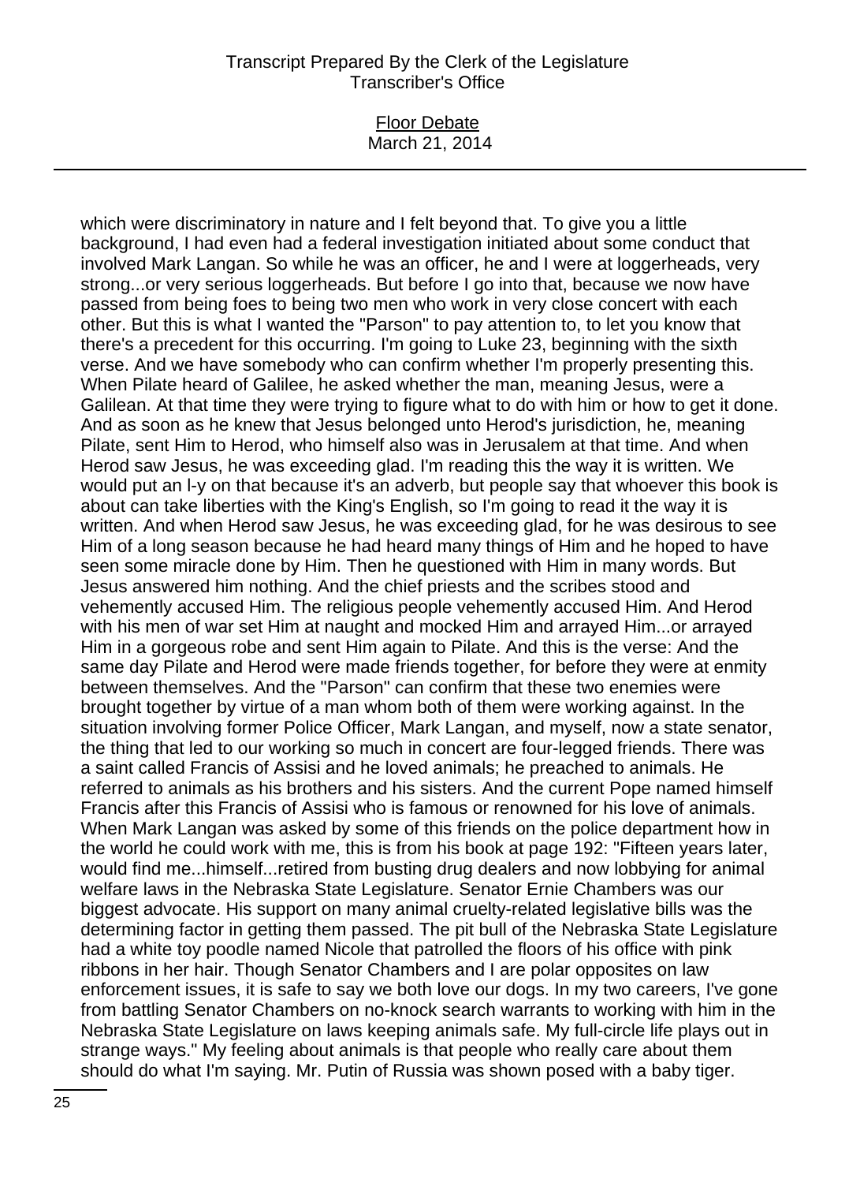which were discriminatory in nature and I felt beyond that. To give you a little background, I had even had a federal investigation initiated about some conduct that involved Mark Langan. So while he was an officer, he and I were at loggerheads, very strong...or very serious loggerheads. But before I go into that, because we now have passed from being foes to being two men who work in very close concert with each other. But this is what I wanted the "Parson" to pay attention to, to let you know that there's a precedent for this occurring. I'm going to Luke 23, beginning with the sixth verse. And we have somebody who can confirm whether I'm properly presenting this. When Pilate heard of Galilee, he asked whether the man, meaning Jesus, were a Galilean. At that time they were trying to figure what to do with him or how to get it done. And as soon as he knew that Jesus belonged unto Herod's jurisdiction, he, meaning Pilate, sent Him to Herod, who himself also was in Jerusalem at that time. And when Herod saw Jesus, he was exceeding glad. I'm reading this the way it is written. We would put an l-y on that because it's an adverb, but people say that whoever this book is about can take liberties with the King's English, so I'm going to read it the way it is written. And when Herod saw Jesus, he was exceeding glad, for he was desirous to see Him of a long season because he had heard many things of Him and he hoped to have seen some miracle done by Him. Then he questioned with Him in many words. But Jesus answered him nothing. And the chief priests and the scribes stood and vehemently accused Him. The religious people vehemently accused Him. And Herod with his men of war set Him at naught and mocked Him and arrayed Him...or arrayed Him in a gorgeous robe and sent Him again to Pilate. And this is the verse: And the same day Pilate and Herod were made friends together, for before they were at enmity between themselves. And the "Parson" can confirm that these two enemies were brought together by virtue of a man whom both of them were working against. In the situation involving former Police Officer, Mark Langan, and myself, now a state senator, the thing that led to our working so much in concert are four-legged friends. There was a saint called Francis of Assisi and he loved animals; he preached to animals. He referred to animals as his brothers and his sisters. And the current Pope named himself Francis after this Francis of Assisi who is famous or renowned for his love of animals. When Mark Langan was asked by some of this friends on the police department how in the world he could work with me, this is from his book at page 192: "Fifteen years later, would find me...himself...retired from busting drug dealers and now lobbying for animal welfare laws in the Nebraska State Legislature. Senator Ernie Chambers was our biggest advocate. His support on many animal cruelty-related legislative bills was the determining factor in getting them passed. The pit bull of the Nebraska State Legislature had a white toy poodle named Nicole that patrolled the floors of his office with pink ribbons in her hair. Though Senator Chambers and I are polar opposites on law enforcement issues, it is safe to say we both love our dogs. In my two careers, I've gone from battling Senator Chambers on no-knock search warrants to working with him in the Nebraska State Legislature on laws keeping animals safe. My full-circle life plays out in strange ways." My feeling about animals is that people who really care about them should do what I'm saying. Mr. Putin of Russia was shown posed with a baby tiger.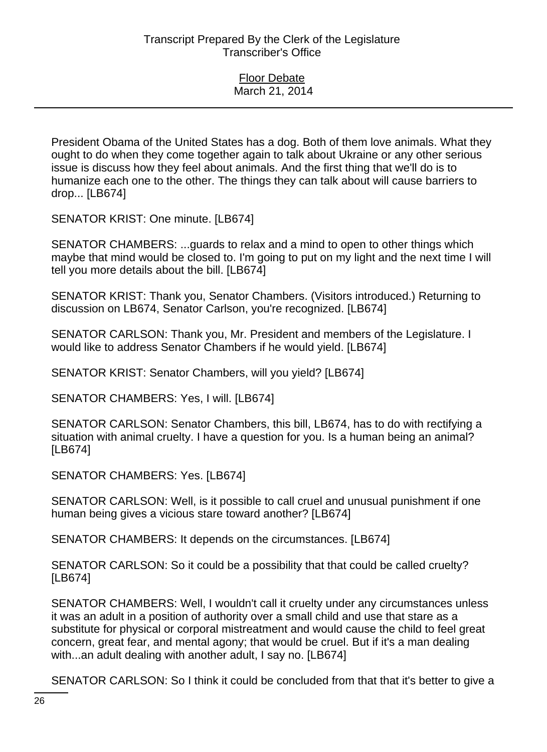President Obama of the United States has a dog. Both of them love animals. What they ought to do when they come together again to talk about Ukraine or any other serious issue is discuss how they feel about animals. And the first thing that we'll do is to humanize each one to the other. The things they can talk about will cause barriers to drop... [LB674]

SENATOR KRIST: One minute. [LB674]

SENATOR CHAMBERS: ...guards to relax and a mind to open to other things which maybe that mind would be closed to. I'm going to put on my light and the next time I will tell you more details about the bill. [LB674]

SENATOR KRIST: Thank you, Senator Chambers. (Visitors introduced.) Returning to discussion on LB674, Senator Carlson, you're recognized. [LB674]

SENATOR CARLSON: Thank you, Mr. President and members of the Legislature. I would like to address Senator Chambers if he would yield. [LB674]

SENATOR KRIST: Senator Chambers, will you yield? [LB674]

SENATOR CHAMBERS: Yes, I will. [LB674]

SENATOR CARLSON: Senator Chambers, this bill, LB674, has to do with rectifying a situation with animal cruelty. I have a question for you. Is a human being an animal? [LB674]

SENATOR CHAMBERS: Yes. [LB674]

SENATOR CARLSON: Well, is it possible to call cruel and unusual punishment if one human being gives a vicious stare toward another? [LB674]

SENATOR CHAMBERS: It depends on the circumstances. [LB674]

SENATOR CARLSON: So it could be a possibility that that could be called cruelty? [LB674]

SENATOR CHAMBERS: Well, I wouldn't call it cruelty under any circumstances unless it was an adult in a position of authority over a small child and use that stare as a substitute for physical or corporal mistreatment and would cause the child to feel great concern, great fear, and mental agony; that would be cruel. But if it's a man dealing with...an adult dealing with another adult, I say no. [LB674]

SENATOR CARLSON: So I think it could be concluded from that that it's better to give a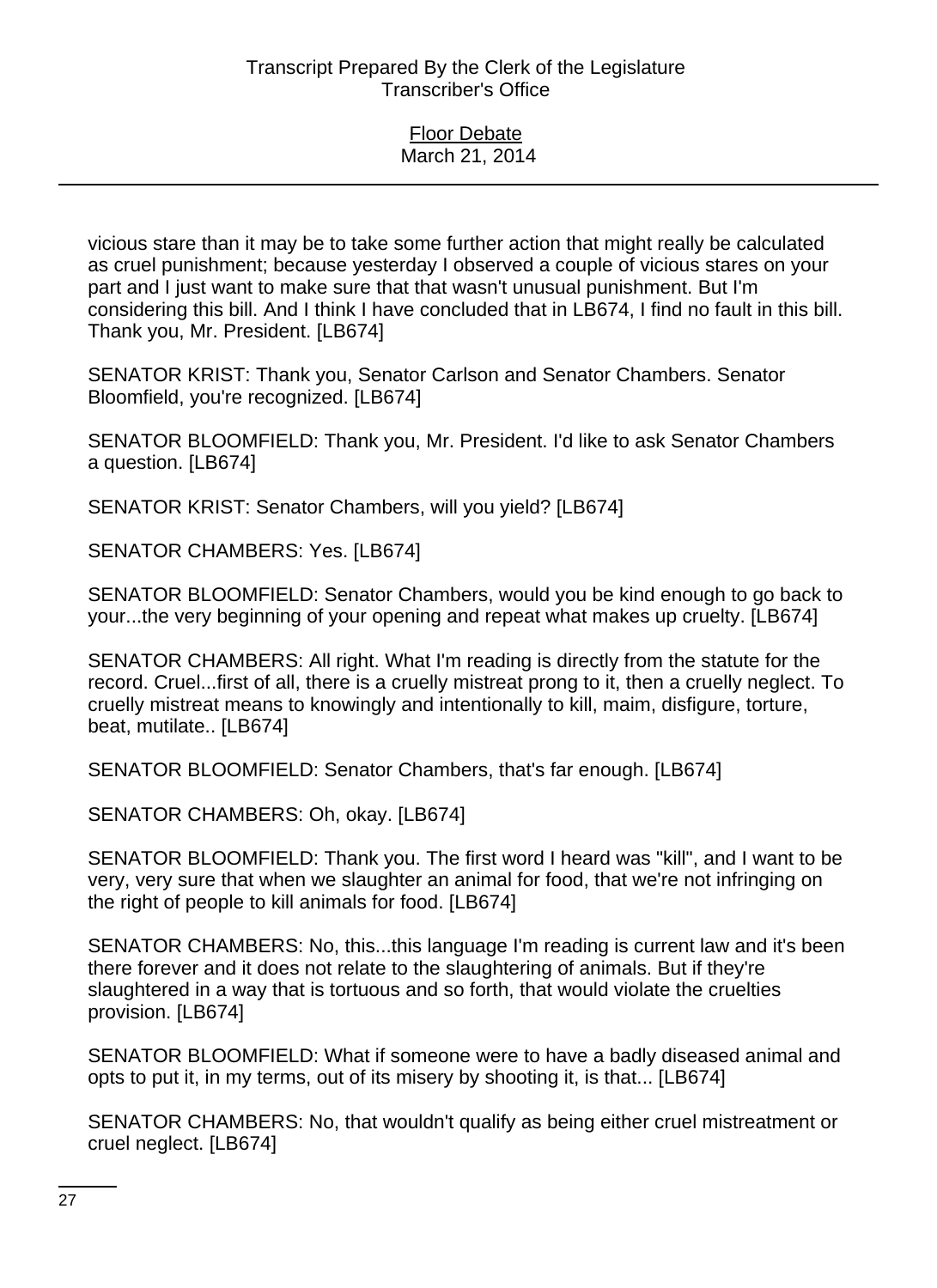vicious stare than it may be to take some further action that might really be calculated as cruel punishment; because yesterday I observed a couple of vicious stares on your part and I just want to make sure that that wasn't unusual punishment. But I'm considering this bill. And I think I have concluded that in LB674, I find no fault in this bill. Thank you, Mr. President. [LB674]

SENATOR KRIST: Thank you, Senator Carlson and Senator Chambers. Senator Bloomfield, you're recognized. [LB674]

SENATOR BLOOMFIELD: Thank you, Mr. President. I'd like to ask Senator Chambers a question. [LB674]

SENATOR KRIST: Senator Chambers, will you yield? [LB674]

SENATOR CHAMBERS: Yes. [LB674]

SENATOR BLOOMFIELD: Senator Chambers, would you be kind enough to go back to your...the very beginning of your opening and repeat what makes up cruelty. [LB674]

SENATOR CHAMBERS: All right. What I'm reading is directly from the statute for the record. Cruel...first of all, there is a cruelly mistreat prong to it, then a cruelly neglect. To cruelly mistreat means to knowingly and intentionally to kill, maim, disfigure, torture, beat, mutilate.. [LB674]

SENATOR BLOOMFIELD: Senator Chambers, that's far enough. [LB674]

SENATOR CHAMBERS: Oh, okay. [LB674]

SENATOR BLOOMFIELD: Thank you. The first word I heard was "kill", and I want to be very, very sure that when we slaughter an animal for food, that we're not infringing on the right of people to kill animals for food. [LB674]

SENATOR CHAMBERS: No, this...this language I'm reading is current law and it's been there forever and it does not relate to the slaughtering of animals. But if they're slaughtered in a way that is tortuous and so forth, that would violate the cruelties provision. [LB674]

SENATOR BLOOMFIELD: What if someone were to have a badly diseased animal and opts to put it, in my terms, out of its misery by shooting it, is that... [LB674]

SENATOR CHAMBERS: No, that wouldn't qualify as being either cruel mistreatment or cruel neglect. [LB674]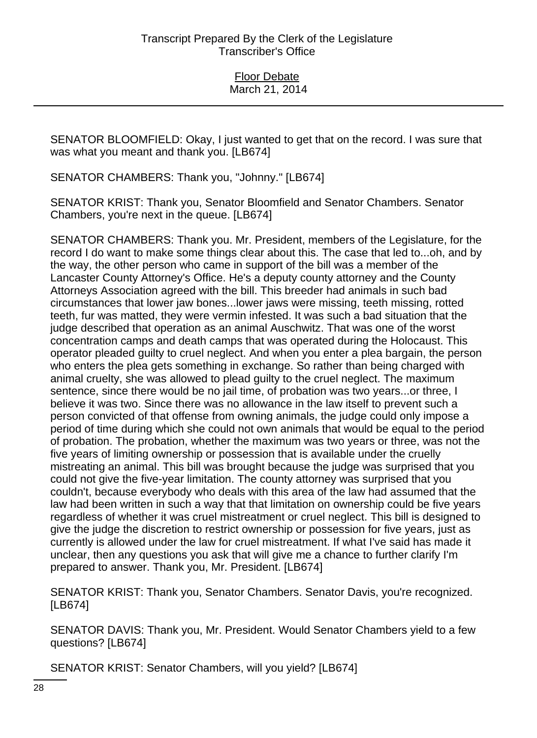SENATOR BLOOMFIELD: Okay, I just wanted to get that on the record. I was sure that was what you meant and thank you. [LB674]

SENATOR CHAMBERS: Thank you, "Johnny." [LB674]

SENATOR KRIST: Thank you, Senator Bloomfield and Senator Chambers. Senator Chambers, you're next in the queue. [LB674]

SENATOR CHAMBERS: Thank you. Mr. President, members of the Legislature, for the record I do want to make some things clear about this. The case that led to...oh, and by the way, the other person who came in support of the bill was a member of the Lancaster County Attorney's Office. He's a deputy county attorney and the County Attorneys Association agreed with the bill. This breeder had animals in such bad circumstances that lower jaw bones...lower jaws were missing, teeth missing, rotted teeth, fur was matted, they were vermin infested. It was such a bad situation that the judge described that operation as an animal Auschwitz. That was one of the worst concentration camps and death camps that was operated during the Holocaust. This operator pleaded guilty to cruel neglect. And when you enter a plea bargain, the person who enters the plea gets something in exchange. So rather than being charged with animal cruelty, she was allowed to plead guilty to the cruel neglect. The maximum sentence, since there would be no jail time, of probation was two years...or three, I believe it was two. Since there was no allowance in the law itself to prevent such a person convicted of that offense from owning animals, the judge could only impose a period of time during which she could not own animals that would be equal to the period of probation. The probation, whether the maximum was two years or three, was not the five years of limiting ownership or possession that is available under the cruelly mistreating an animal. This bill was brought because the judge was surprised that you could not give the five-year limitation. The county attorney was surprised that you couldn't, because everybody who deals with this area of the law had assumed that the law had been written in such a way that that limitation on ownership could be five years regardless of whether it was cruel mistreatment or cruel neglect. This bill is designed to give the judge the discretion to restrict ownership or possession for five years, just as currently is allowed under the law for cruel mistreatment. If what I've said has made it unclear, then any questions you ask that will give me a chance to further clarify I'm prepared to answer. Thank you, Mr. President. [LB674]

SENATOR KRIST: Thank you, Senator Chambers. Senator Davis, you're recognized. [LB674]

SENATOR DAVIS: Thank you, Mr. President. Would Senator Chambers yield to a few questions? [LB674]

SENATOR KRIST: Senator Chambers, will you yield? [LB674]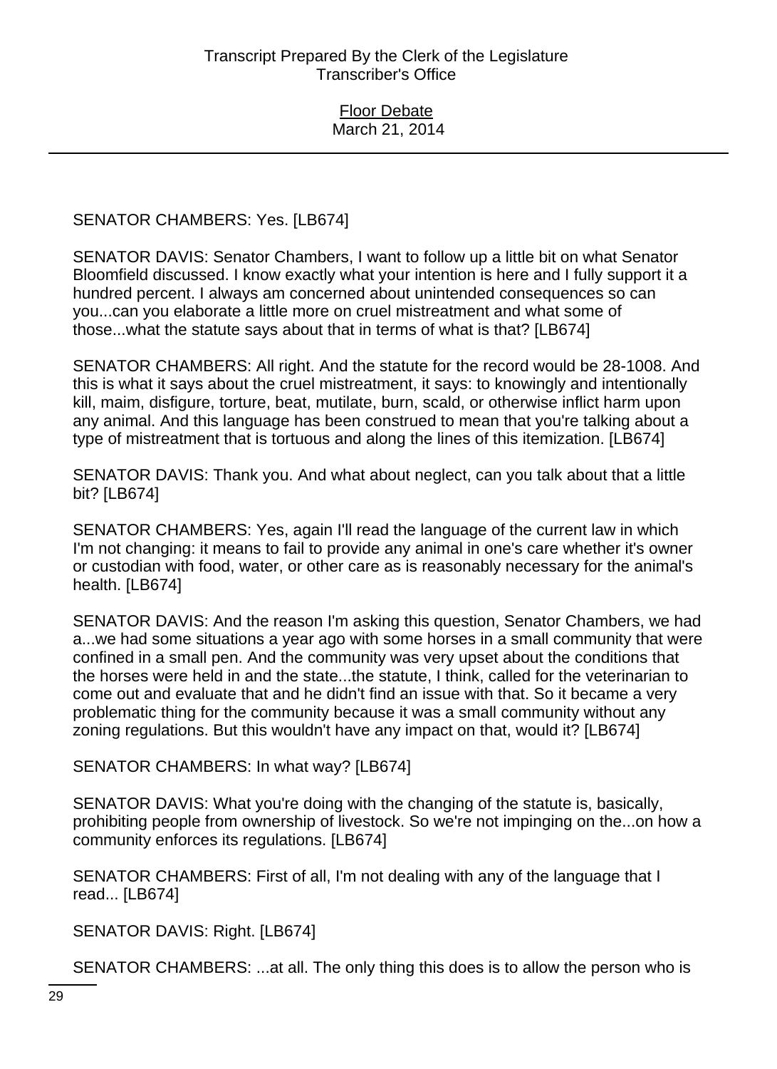SENATOR CHAMBERS: Yes. [LB674]

SENATOR DAVIS: Senator Chambers, I want to follow up a little bit on what Senator Bloomfield discussed. I know exactly what your intention is here and I fully support it a hundred percent. I always am concerned about unintended consequences so can you...can you elaborate a little more on cruel mistreatment and what some of those...what the statute says about that in terms of what is that? [LB674]

SENATOR CHAMBERS: All right. And the statute for the record would be 28-1008. And this is what it says about the cruel mistreatment, it says: to knowingly and intentionally kill, maim, disfigure, torture, beat, mutilate, burn, scald, or otherwise inflict harm upon any animal. And this language has been construed to mean that you're talking about a type of mistreatment that is tortuous and along the lines of this itemization. [LB674]

SENATOR DAVIS: Thank you. And what about neglect, can you talk about that a little bit? [LB674]

SENATOR CHAMBERS: Yes, again I'll read the language of the current law in which I'm not changing: it means to fail to provide any animal in one's care whether it's owner or custodian with food, water, or other care as is reasonably necessary for the animal's health. [LB674]

SENATOR DAVIS: And the reason I'm asking this question, Senator Chambers, we had a...we had some situations a year ago with some horses in a small community that were confined in a small pen. And the community was very upset about the conditions that the horses were held in and the state...the statute, I think, called for the veterinarian to come out and evaluate that and he didn't find an issue with that. So it became a very problematic thing for the community because it was a small community without any zoning regulations. But this wouldn't have any impact on that, would it? [LB674]

SENATOR CHAMBERS: In what way? [LB674]

SENATOR DAVIS: What you're doing with the changing of the statute is, basically, prohibiting people from ownership of livestock. So we're not impinging on the...on how a community enforces its regulations. [LB674]

SENATOR CHAMBERS: First of all, I'm not dealing with any of the language that I read... [LB674]

SENATOR DAVIS: Right. [LB674]

SENATOR CHAMBERS: ...at all. The only thing this does is to allow the person who is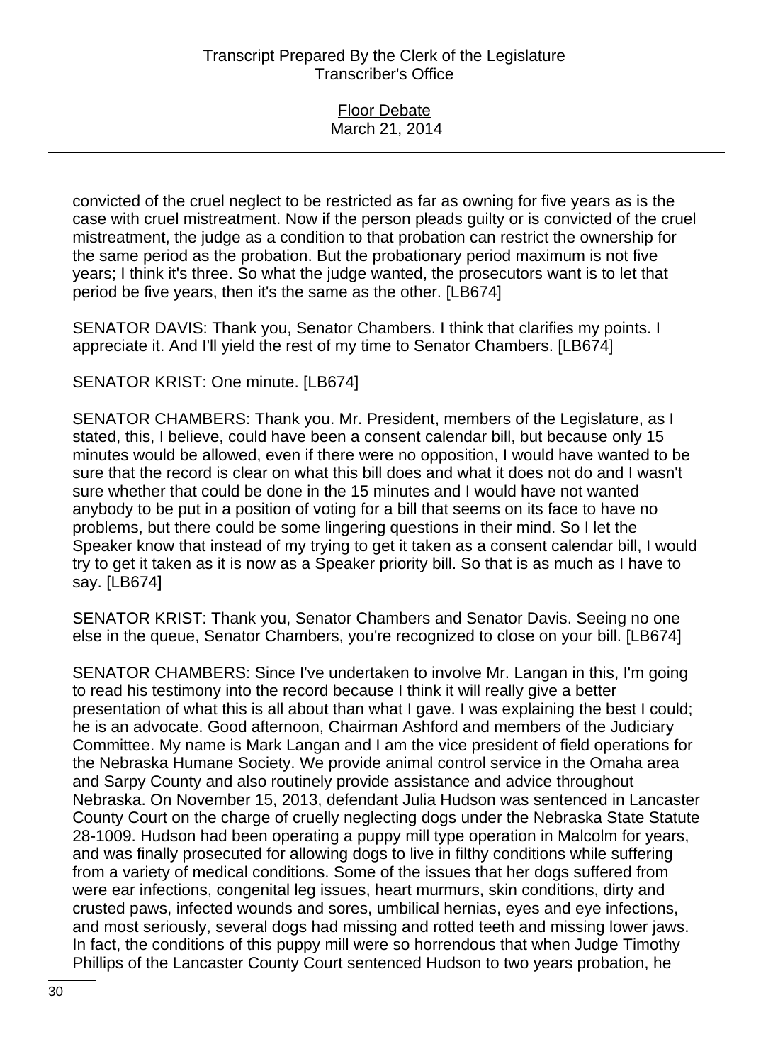convicted of the cruel neglect to be restricted as far as owning for five years as is the case with cruel mistreatment. Now if the person pleads guilty or is convicted of the cruel mistreatment, the judge as a condition to that probation can restrict the ownership for the same period as the probation. But the probationary period maximum is not five years; I think it's three. So what the judge wanted, the prosecutors want is to let that period be five years, then it's the same as the other. [LB674]

SENATOR DAVIS: Thank you, Senator Chambers. I think that clarifies my points. I appreciate it. And I'll yield the rest of my time to Senator Chambers. [LB674]

SENATOR KRIST: One minute. [LB674]

SENATOR CHAMBERS: Thank you. Mr. President, members of the Legislature, as I stated, this, I believe, could have been a consent calendar bill, but because only 15 minutes would be allowed, even if there were no opposition, I would have wanted to be sure that the record is clear on what this bill does and what it does not do and I wasn't sure whether that could be done in the 15 minutes and I would have not wanted anybody to be put in a position of voting for a bill that seems on its face to have no problems, but there could be some lingering questions in their mind. So I let the Speaker know that instead of my trying to get it taken as a consent calendar bill, I would try to get it taken as it is now as a Speaker priority bill. So that is as much as I have to say. [LB674]

SENATOR KRIST: Thank you, Senator Chambers and Senator Davis. Seeing no one else in the queue, Senator Chambers, you're recognized to close on your bill. [LB674]

SENATOR CHAMBERS: Since I've undertaken to involve Mr. Langan in this, I'm going to read his testimony into the record because I think it will really give a better presentation of what this is all about than what I gave. I was explaining the best I could; he is an advocate. Good afternoon, Chairman Ashford and members of the Judiciary Committee. My name is Mark Langan and I am the vice president of field operations for the Nebraska Humane Society. We provide animal control service in the Omaha area and Sarpy County and also routinely provide assistance and advice throughout Nebraska. On November 15, 2013, defendant Julia Hudson was sentenced in Lancaster County Court on the charge of cruelly neglecting dogs under the Nebraska State Statute 28-1009. Hudson had been operating a puppy mill type operation in Malcolm for years, and was finally prosecuted for allowing dogs to live in filthy conditions while suffering from a variety of medical conditions. Some of the issues that her dogs suffered from were ear infections, congenital leg issues, heart murmurs, skin conditions, dirty and crusted paws, infected wounds and sores, umbilical hernias, eyes and eye infections, and most seriously, several dogs had missing and rotted teeth and missing lower jaws. In fact, the conditions of this puppy mill were so horrendous that when Judge Timothy Phillips of the Lancaster County Court sentenced Hudson to two years probation, he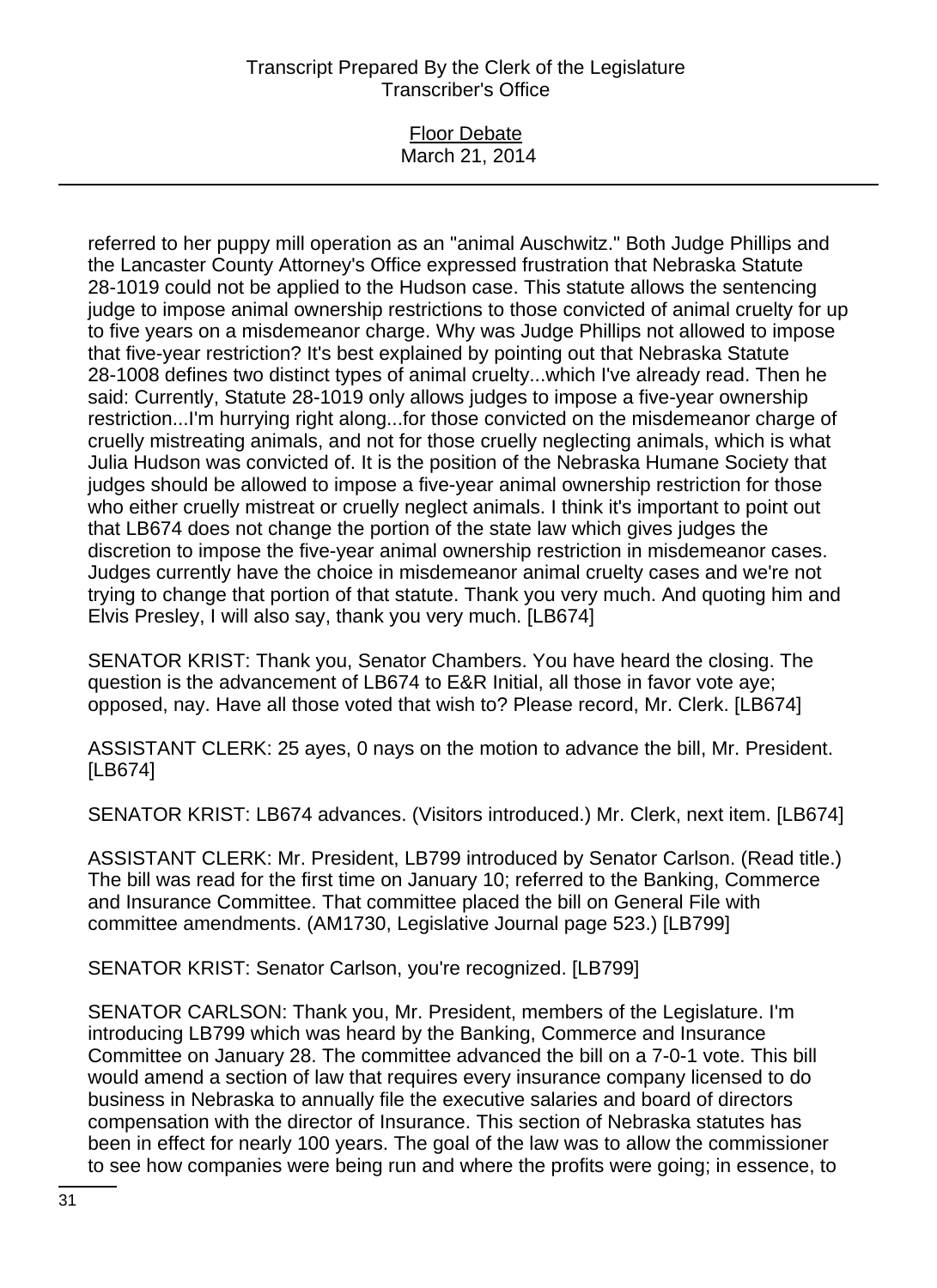referred to her puppy mill operation as an "animal Auschwitz." Both Judge Phillips and the Lancaster County Attorney's Office expressed frustration that Nebraska Statute 28-1019 could not be applied to the Hudson case. This statute allows the sentencing judge to impose animal ownership restrictions to those convicted of animal cruelty for up to five years on a misdemeanor charge. Why was Judge Phillips not allowed to impose that five-year restriction? It's best explained by pointing out that Nebraska Statute 28-1008 defines two distinct types of animal cruelty...which I've already read. Then he said: Currently, Statute 28-1019 only allows judges to impose a five-year ownership restriction...I'm hurrying right along...for those convicted on the misdemeanor charge of cruelly mistreating animals, and not for those cruelly neglecting animals, which is what Julia Hudson was convicted of. It is the position of the Nebraska Humane Society that judges should be allowed to impose a five-year animal ownership restriction for those who either cruelly mistreat or cruelly neglect animals. I think it's important to point out that LB674 does not change the portion of the state law which gives judges the discretion to impose the five-year animal ownership restriction in misdemeanor cases. Judges currently have the choice in misdemeanor animal cruelty cases and we're not trying to change that portion of that statute. Thank you very much. And quoting him and Elvis Presley, I will also say, thank you very much. [LB674]

SENATOR KRIST: Thank you, Senator Chambers. You have heard the closing. The question is the advancement of LB674 to E&R Initial, all those in favor vote aye; opposed, nay. Have all those voted that wish to? Please record, Mr. Clerk. [LB674]

ASSISTANT CLERK: 25 ayes, 0 nays on the motion to advance the bill, Mr. President. [LB674]

SENATOR KRIST: LB674 advances. (Visitors introduced.) Mr. Clerk, next item. [LB674]

ASSISTANT CLERK: Mr. President, LB799 introduced by Senator Carlson. (Read title.) The bill was read for the first time on January 10; referred to the Banking, Commerce and Insurance Committee. That committee placed the bill on General File with committee amendments. (AM1730, Legislative Journal page 523.) [LB799]

SENATOR KRIST: Senator Carlson, you're recognized. [LB799]

SENATOR CARLSON: Thank you, Mr. President, members of the Legislature. I'm introducing LB799 which was heard by the Banking, Commerce and Insurance Committee on January 28. The committee advanced the bill on a 7-0-1 vote. This bill would amend a section of law that requires every insurance company licensed to do business in Nebraska to annually file the executive salaries and board of directors compensation with the director of Insurance. This section of Nebraska statutes has been in effect for nearly 100 years. The goal of the law was to allow the commissioner to see how companies were being run and where the profits were going; in essence, to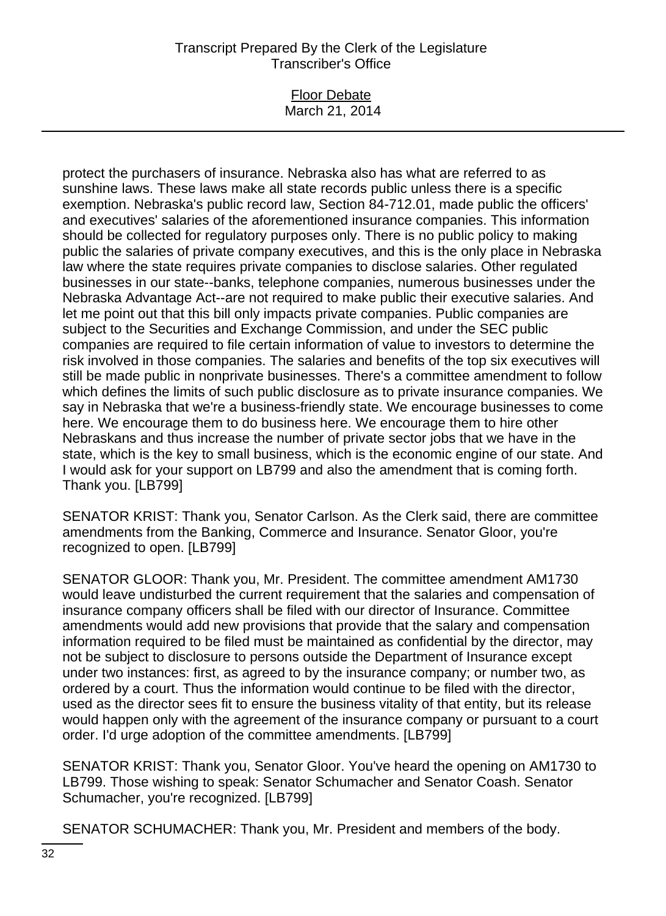protect the purchasers of insurance. Nebraska also has what are referred to as sunshine laws. These laws make all state records public unless there is a specific exemption. Nebraska's public record law, Section 84-712.01, made public the officers' and executives' salaries of the aforementioned insurance companies. This information should be collected for regulatory purposes only. There is no public policy to making public the salaries of private company executives, and this is the only place in Nebraska law where the state requires private companies to disclose salaries. Other regulated businesses in our state--banks, telephone companies, numerous businesses under the Nebraska Advantage Act--are not required to make public their executive salaries. And let me point out that this bill only impacts private companies. Public companies are subject to the Securities and Exchange Commission, and under the SEC public companies are required to file certain information of value to investors to determine the risk involved in those companies. The salaries and benefits of the top six executives will still be made public in nonprivate businesses. There's a committee amendment to follow which defines the limits of such public disclosure as to private insurance companies. We say in Nebraska that we're a business-friendly state. We encourage businesses to come here. We encourage them to do business here. We encourage them to hire other Nebraskans and thus increase the number of private sector jobs that we have in the state, which is the key to small business, which is the economic engine of our state. And I would ask for your support on LB799 and also the amendment that is coming forth. Thank you. [LB799]

SENATOR KRIST: Thank you, Senator Carlson. As the Clerk said, there are committee amendments from the Banking, Commerce and Insurance. Senator Gloor, you're recognized to open. [LB799]

SENATOR GLOOR: Thank you, Mr. President. The committee amendment AM1730 would leave undisturbed the current requirement that the salaries and compensation of insurance company officers shall be filed with our director of Insurance. Committee amendments would add new provisions that provide that the salary and compensation information required to be filed must be maintained as confidential by the director, may not be subject to disclosure to persons outside the Department of Insurance except under two instances: first, as agreed to by the insurance company; or number two, as ordered by a court. Thus the information would continue to be filed with the director, used as the director sees fit to ensure the business vitality of that entity, but its release would happen only with the agreement of the insurance company or pursuant to a court order. I'd urge adoption of the committee amendments. [LB799]

SENATOR KRIST: Thank you, Senator Gloor. You've heard the opening on AM1730 to LB799. Those wishing to speak: Senator Schumacher and Senator Coash. Senator Schumacher, you're recognized. [LB799]

SENATOR SCHUMACHER: Thank you, Mr. President and members of the body.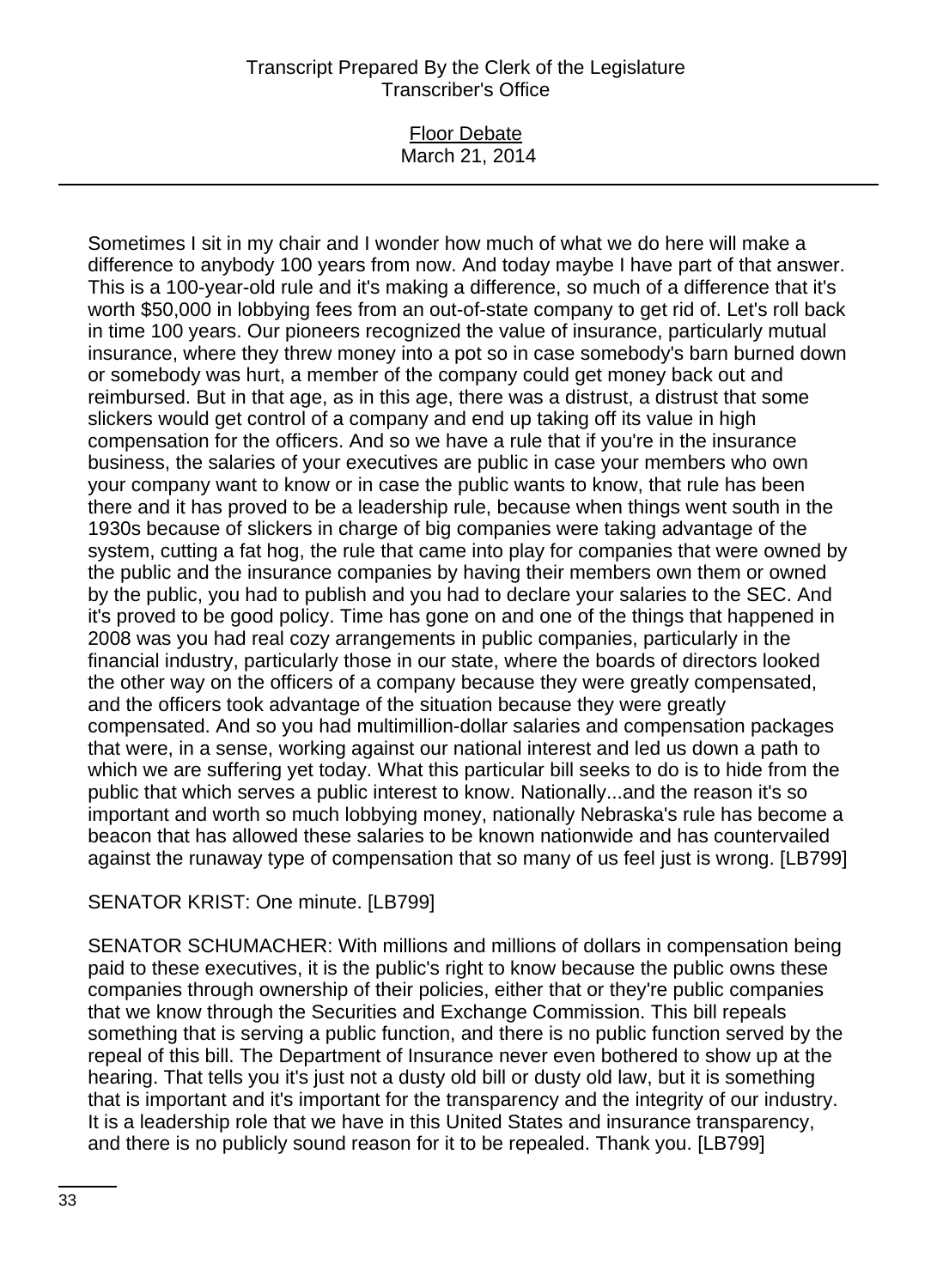Sometimes I sit in my chair and I wonder how much of what we do here will make a difference to anybody 100 years from now. And today maybe I have part of that answer. This is a 100-year-old rule and it's making a difference, so much of a difference that it's worth $50,000 in lobbying fees from an out-of-state company to get rid of. Let's roll back in time 100 years. Our pioneers recognized the value of insurance, particularly mutual insurance, where they threw money into a pot so in case somebody's barn burned down or somebody was hurt, a member of the company could get money back out and reimbursed. But in that age, as in this age, there was a distrust, a distrust that some slickers would get control of a company and end up taking off its value in high compensation for the officers. And so we have a rule that if you're in the insurance business, the salaries of your executives are public in case your members who own your company want to know or in case the public wants to know, that rule has been there and it has proved to be a leadership rule, because when things went south in the 1930s because of slickers in charge of big companies were taking advantage of the system, cutting a fat hog, the rule that came into play for companies that were owned by the public and the insurance companies by having their members own them or owned by the public, you had to publish and you had to declare your salaries to the SEC. And it's proved to be good policy. Time has gone on and one of the things that happened in 2008 was you had real cozy arrangements in public companies, particularly in the financial industry, particularly those in our state, where the boards of directors looked the other way on the officers of a company because they were greatly compensated, and the officers took advantage of the situation because they were greatly compensated. And so you had multimillion-dollar salaries and compensation packages that were, in a sense, working against our national interest and led us down a path to which we are suffering yet today. What this particular bill seeks to do is to hide from the public that which serves a public interest to know. Nationally...and the reason it's so important and worth so much lobbying money, nationally Nebraska's rule has become a beacon that has allowed these salaries to be known nationwide and has countervailed against the runaway type of compensation that so many of us feel just is wrong. [LB799]

SENATOR KRIST: One minute. [LB799]

SENATOR SCHUMACHER: With millions and millions of dollars in compensation being paid to these executives, it is the public's right to know because the public owns these companies through ownership of their policies, either that or they're public companies that we know through the Securities and Exchange Commission. This bill repeals something that is serving a public function, and there is no public function served by the repeal of this bill. The Department of Insurance never even bothered to show up at the hearing. That tells you it's just not a dusty old bill or dusty old law, but it is something that is important and it's important for the transparency and the integrity of our industry. It is a leadership role that we have in this United States and insurance transparency, and there is no publicly sound reason for it to be repealed. Thank you. [LB799]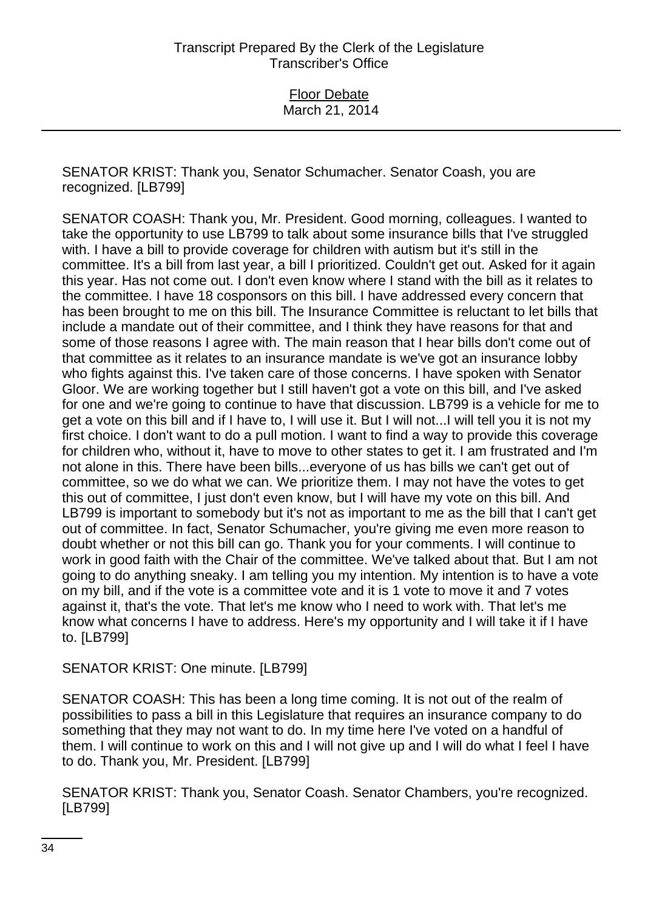SENATOR KRIST: Thank you, Senator Schumacher. Senator Coash, you are recognized. [LB799]

SENATOR COASH: Thank you, Mr. President. Good morning, colleagues. I wanted to take the opportunity to use LB799 to talk about some insurance bills that I've struggled with. I have a bill to provide coverage for children with autism but it's still in the committee. It's a bill from last year, a bill I prioritized. Couldn't get out. Asked for it again this year. Has not come out. I don't even know where I stand with the bill as it relates to the committee. I have 18 cosponsors on this bill. I have addressed every concern that has been brought to me on this bill. The Insurance Committee is reluctant to let bills that include a mandate out of their committee, and I think they have reasons for that and some of those reasons I agree with. The main reason that I hear bills don't come out of that committee as it relates to an insurance mandate is we've got an insurance lobby who fights against this. I've taken care of those concerns. I have spoken with Senator Gloor. We are working together but I still haven't got a vote on this bill, and I've asked for one and we're going to continue to have that discussion. LB799 is a vehicle for me to get a vote on this bill and if I have to, I will use it. But I will not...I will tell you it is not my first choice. I don't want to do a pull motion. I want to find a way to provide this coverage for children who, without it, have to move to other states to get it. I am frustrated and I'm not alone in this. There have been bills...everyone of us has bills we can't get out of committee, so we do what we can. We prioritize them. I may not have the votes to get this out of committee, I just don't even know, but I will have my vote on this bill. And LB799 is important to somebody but it's not as important to me as the bill that I can't get out of committee. In fact, Senator Schumacher, you're giving me even more reason to doubt whether or not this bill can go. Thank you for your comments. I will continue to work in good faith with the Chair of the committee. We've talked about that. But I am not going to do anything sneaky. I am telling you my intention. My intention is to have a vote on my bill, and if the vote is a committee vote and it is 1 vote to move it and 7 votes against it, that's the vote. That let's me know who I need to work with. That let's me know what concerns I have to address. Here's my opportunity and I will take it if I have to. [LB799]

SENATOR KRIST: One minute. [LB799]

SENATOR COASH: This has been a long time coming. It is not out of the realm of possibilities to pass a bill in this Legislature that requires an insurance company to do something that they may not want to do. In my time here I've voted on a handful of them. I will continue to work on this and I will not give up and I will do what I feel I have to do. Thank you, Mr. President. [LB799]

SENATOR KRIST: Thank you, Senator Coash. Senator Chambers, you're recognized. [LB799]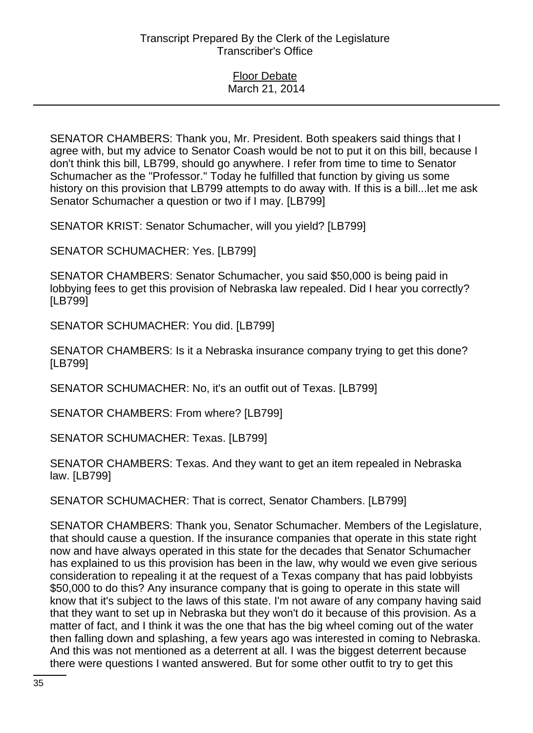SENATOR CHAMBERS: Thank you, Mr. President. Both speakers said things that I agree with, but my advice to Senator Coash would be not to put it on this bill, because I don't think this bill, LB799, should go anywhere. I refer from time to time to Senator Schumacher as the "Professor." Today he fulfilled that function by giving us some history on this provision that LB799 attempts to do away with. If this is a bill...let me ask Senator Schumacher a question or two if I may. [LB799]

SENATOR KRIST: Senator Schumacher, will you yield? [LB799]

SENATOR SCHUMACHER: Yes. [LB799]

SENATOR CHAMBERS: Senator Schumacher, you said $50,000 is being paid in lobbying fees to get this provision of Nebraska law repealed. Did I hear you correctly? [LB799]

SENATOR SCHUMACHER: You did. [LB799]

SENATOR CHAMBERS: Is it a Nebraska insurance company trying to get this done? [LB799]

SENATOR SCHUMACHER: No, it's an outfit out of Texas. [LB799]

SENATOR CHAMBERS: From where? [LB799]

SENATOR SCHUMACHER: Texas. [LB799]

SENATOR CHAMBERS: Texas. And they want to get an item repealed in Nebraska law. [LB799]

SENATOR SCHUMACHER: That is correct, Senator Chambers. [LB799]

SENATOR CHAMBERS: Thank you, Senator Schumacher. Members of the Legislature, that should cause a question. If the insurance companies that operate in this state right now and have always operated in this state for the decades that Senator Schumacher has explained to us this provision has been in the law, why would we even give serious consideration to repealing it at the request of a Texas company that has paid lobbyists $50,000 to do this? Any insurance company that is going to operate in this state will know that it's subject to the laws of this state. I'm not aware of any company having said that they want to set up in Nebraska but they won't do it because of this provision. As a matter of fact, and I think it was the one that has the big wheel coming out of the water then falling down and splashing, a few years ago was interested in coming to Nebraska. And this was not mentioned as a deterrent at all. I was the biggest deterrent because there were questions I wanted answered. But for some other outfit to try to get this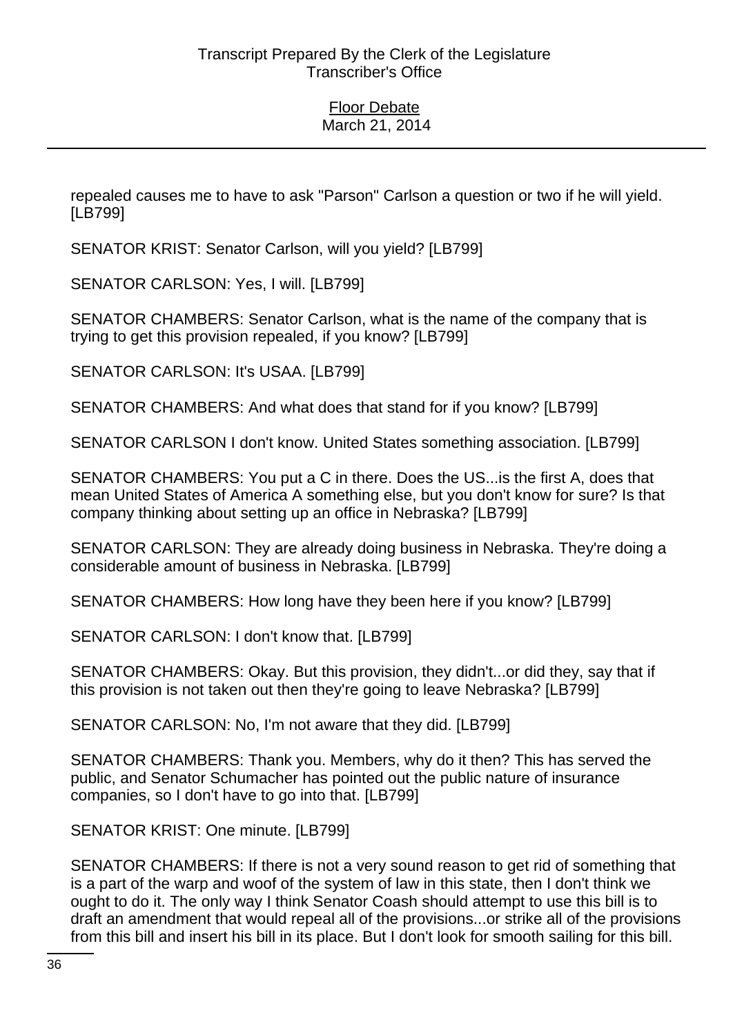repealed causes me to have to ask "Parson" Carlson a question or two if he will yield. [LB799]

SENATOR KRIST: Senator Carlson, will you yield? [LB799]

SENATOR CARLSON: Yes, I will. [LB799]

SENATOR CHAMBERS: Senator Carlson, what is the name of the company that is trying to get this provision repealed, if you know? [LB799]

SENATOR CARLSON: It's USAA. [LB799]

SENATOR CHAMBERS: And what does that stand for if you know? [LB799]

SENATOR CARLSON I don't know. United States something association. [LB799]

SENATOR CHAMBERS: You put a C in there. Does the US...is the first A, does that mean United States of America A something else, but you don't know for sure? Is that company thinking about setting up an office in Nebraska? [LB799]

SENATOR CARLSON: They are already doing business in Nebraska. They're doing a considerable amount of business in Nebraska. [LB799]

SENATOR CHAMBERS: How long have they been here if you know? [LB799]

SENATOR CARLSON: I don't know that. [LB799]

SENATOR CHAMBERS: Okay. But this provision, they didn't...or did they, say that if this provision is not taken out then they're going to leave Nebraska? [LB799]

SENATOR CARLSON: No, I'm not aware that they did. [LB799]

SENATOR CHAMBERS: Thank you. Members, why do it then? This has served the public, and Senator Schumacher has pointed out the public nature of insurance companies, so I don't have to go into that. [LB799]

SENATOR KRIST: One minute. [LB799]

SENATOR CHAMBERS: If there is not a very sound reason to get rid of something that is a part of the warp and woof of the system of law in this state, then I don't think we ought to do it. The only way I think Senator Coash should attempt to use this bill is to draft an amendment that would repeal all of the provisions...or strike all of the provisions from this bill and insert his bill in its place. But I don't look for smooth sailing for this bill.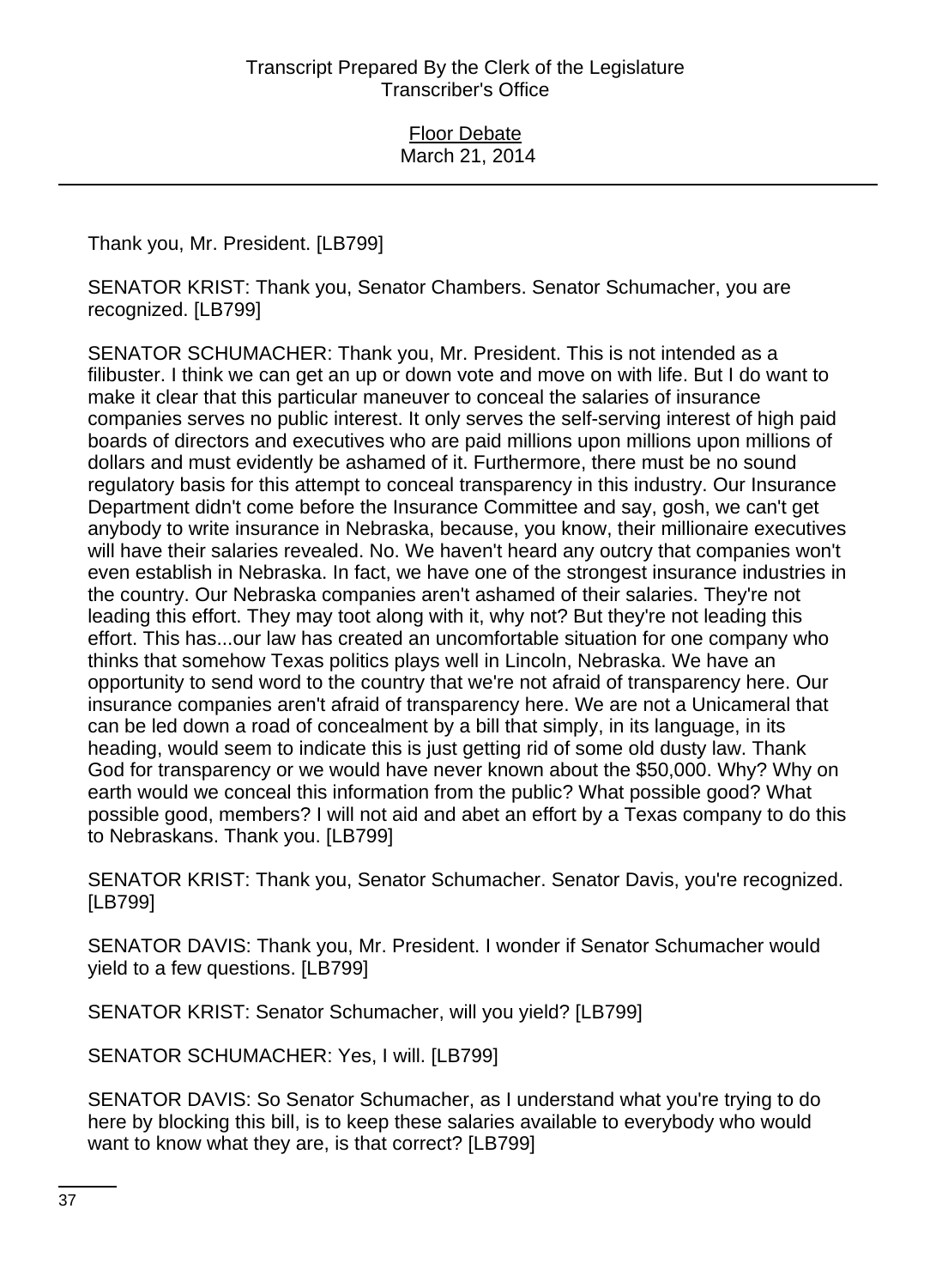Thank you, Mr. President. [LB799]

SENATOR KRIST: Thank you, Senator Chambers. Senator Schumacher, you are recognized. [LB799]

SENATOR SCHUMACHER: Thank you, Mr. President. This is not intended as a filibuster. I think we can get an up or down vote and move on with life. But I do want to make it clear that this particular maneuver to conceal the salaries of insurance companies serves no public interest. It only serves the self-serving interest of high paid boards of directors and executives who are paid millions upon millions upon millions of dollars and must evidently be ashamed of it. Furthermore, there must be no sound regulatory basis for this attempt to conceal transparency in this industry. Our Insurance Department didn't come before the Insurance Committee and say, gosh, we can't get anybody to write insurance in Nebraska, because, you know, their millionaire executives will have their salaries revealed. No. We haven't heard any outcry that companies won't even establish in Nebraska. In fact, we have one of the strongest insurance industries in the country. Our Nebraska companies aren't ashamed of their salaries. They're not leading this effort. They may toot along with it, why not? But they're not leading this effort. This has...our law has created an uncomfortable situation for one company who thinks that somehow Texas politics plays well in Lincoln, Nebraska. We have an opportunity to send word to the country that we're not afraid of transparency here. Our insurance companies aren't afraid of transparency here. We are not a Unicameral that can be led down a road of concealment by a bill that simply, in its language, in its heading, would seem to indicate this is just getting rid of some old dusty law. Thank God for transparency or we would have never known about the $50,000. Why? Why on earth would we conceal this information from the public? What possible good? What possible good, members? I will not aid and abet an effort by a Texas company to do this to Nebraskans. Thank you. [LB799]

SENATOR KRIST: Thank you, Senator Schumacher. Senator Davis, you're recognized. [LB799]

SENATOR DAVIS: Thank you, Mr. President. I wonder if Senator Schumacher would yield to a few questions. [LB799]

SENATOR KRIST: Senator Schumacher, will you yield? [LB799]

SENATOR SCHUMACHER: Yes, I will. [LB799]

SENATOR DAVIS: So Senator Schumacher, as I understand what you're trying to do here by blocking this bill, is to keep these salaries available to everybody who would want to know what they are, is that correct? [LB799]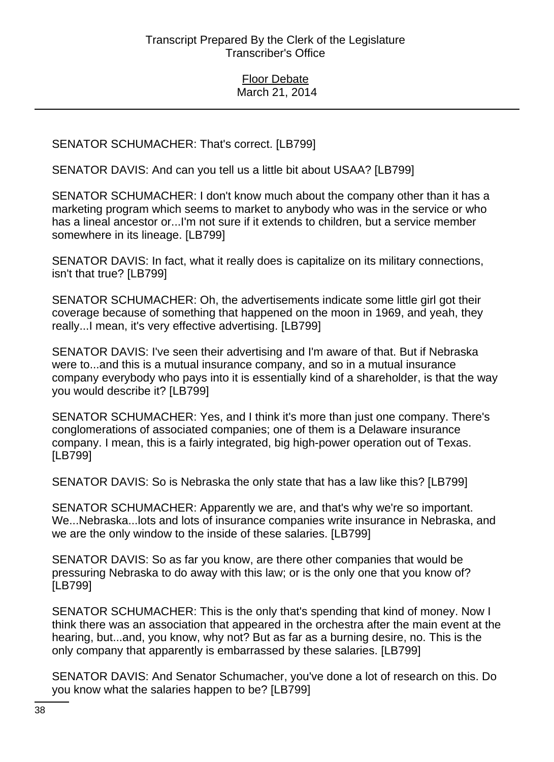SENATOR SCHUMACHER: That's correct. [LB799]

SENATOR DAVIS: And can you tell us a little bit about USAA? [LB799]

SENATOR SCHUMACHER: I don't know much about the company other than it has a marketing program which seems to market to anybody who was in the service or who has a lineal ancestor or...I'm not sure if it extends to children, but a service member somewhere in its lineage. [LB799]

SENATOR DAVIS: In fact, what it really does is capitalize on its military connections, isn't that true? [LB799]

SENATOR SCHUMACHER: Oh, the advertisements indicate some little girl got their coverage because of something that happened on the moon in 1969, and yeah, they really...I mean, it's very effective advertising. [LB799]

SENATOR DAVIS: I've seen their advertising and I'm aware of that. But if Nebraska were to...and this is a mutual insurance company, and so in a mutual insurance company everybody who pays into it is essentially kind of a shareholder, is that the way you would describe it? [LB799]

SENATOR SCHUMACHER: Yes, and I think it's more than just one company. There's conglomerations of associated companies; one of them is a Delaware insurance company. I mean, this is a fairly integrated, big high-power operation out of Texas. [LB799]

SENATOR DAVIS: So is Nebraska the only state that has a law like this? [LB799]

SENATOR SCHUMACHER: Apparently we are, and that's why we're so important. We...Nebraska...lots and lots of insurance companies write insurance in Nebraska, and we are the only window to the inside of these salaries. [LB799]

SENATOR DAVIS: So as far you know, are there other companies that would be pressuring Nebraska to do away with this law; or is the only one that you know of? [LB799]

SENATOR SCHUMACHER: This is the only that's spending that kind of money. Now I think there was an association that appeared in the orchestra after the main event at the hearing, but...and, you know, why not? But as far as a burning desire, no. This is the only company that apparently is embarrassed by these salaries. [LB799]

SENATOR DAVIS: And Senator Schumacher, you've done a lot of research on this. Do you know what the salaries happen to be? [LB799]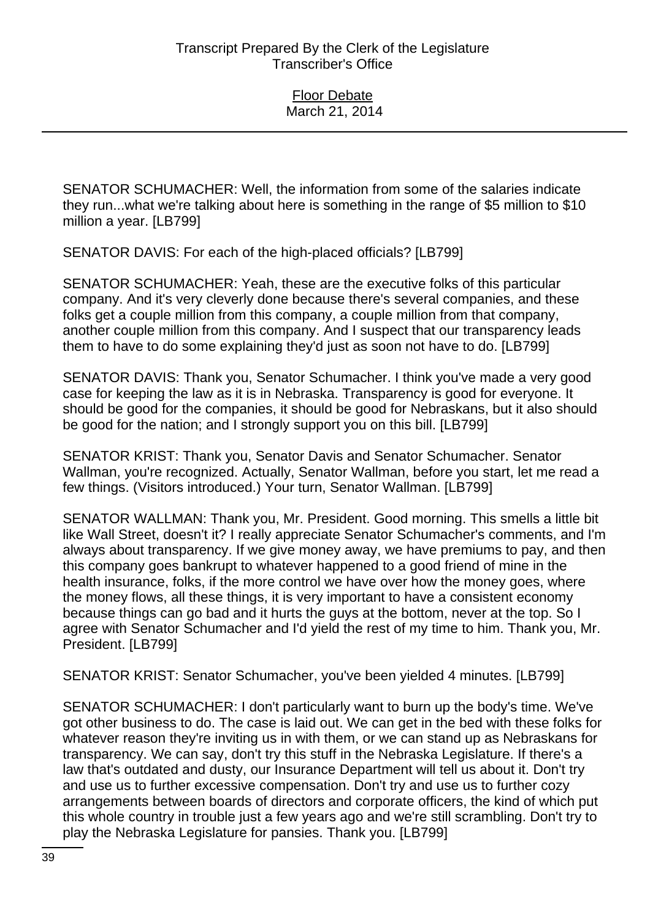SENATOR SCHUMACHER: Well, the information from some of the salaries indicate they run...what we're talking about here is something in the range of $5 million to $10 million a year. [LB799]

SENATOR DAVIS: For each of the high-placed officials? [LB799]

SENATOR SCHUMACHER: Yeah, these are the executive folks of this particular company. And it's very cleverly done because there's several companies, and these folks get a couple million from this company, a couple million from that company, another couple million from this company. And I suspect that our transparency leads them to have to do some explaining they'd just as soon not have to do. [LB799]

SENATOR DAVIS: Thank you, Senator Schumacher. I think you've made a very good case for keeping the law as it is in Nebraska. Transparency is good for everyone. It should be good for the companies, it should be good for Nebraskans, but it also should be good for the nation; and I strongly support you on this bill. [LB799]

SENATOR KRIST: Thank you, Senator Davis and Senator Schumacher. Senator Wallman, you're recognized. Actually, Senator Wallman, before you start, let me read a few things. (Visitors introduced.) Your turn, Senator Wallman. [LB799]

SENATOR WALLMAN: Thank you, Mr. President. Good morning. This smells a little bit like Wall Street, doesn't it? I really appreciate Senator Schumacher's comments, and I'm always about transparency. If we give money away, we have premiums to pay, and then this company goes bankrupt to whatever happened to a good friend of mine in the health insurance, folks, if the more control we have over how the money goes, where the money flows, all these things, it is very important to have a consistent economy because things can go bad and it hurts the guys at the bottom, never at the top. So I agree with Senator Schumacher and I'd yield the rest of my time to him. Thank you, Mr. President. [LB799]

SENATOR KRIST: Senator Schumacher, you've been yielded 4 minutes. [LB799]

SENATOR SCHUMACHER: I don't particularly want to burn up the body's time. We've got other business to do. The case is laid out. We can get in the bed with these folks for whatever reason they're inviting us in with them, or we can stand up as Nebraskans for transparency. We can say, don't try this stuff in the Nebraska Legislature. If there's a law that's outdated and dusty, our Insurance Department will tell us about it. Don't try and use us to further excessive compensation. Don't try and use us to further cozy arrangements between boards of directors and corporate officers, the kind of which put this whole country in trouble just a few years ago and we're still scrambling. Don't try to play the Nebraska Legislature for pansies. Thank you. [LB799]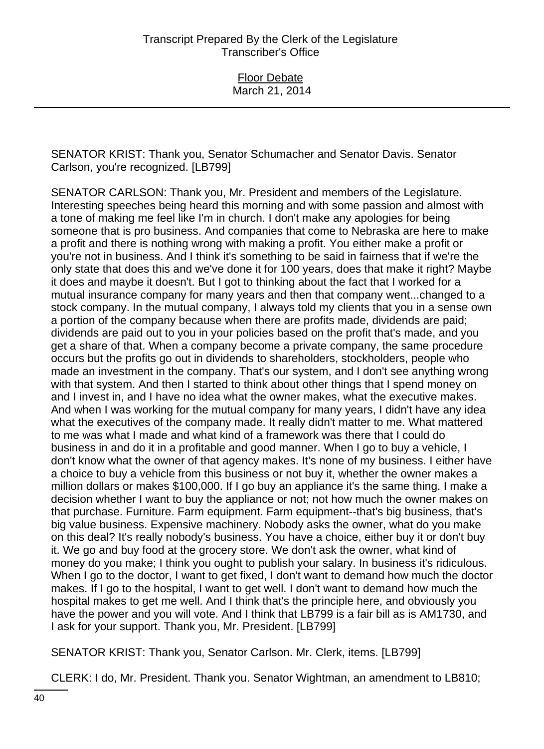SENATOR KRIST: Thank you, Senator Schumacher and Senator Davis. Senator Carlson, you're recognized. [LB799]

SENATOR CARLSON: Thank you, Mr. President and members of the Legislature. Interesting speeches being heard this morning and with some passion and almost with a tone of making me feel like I'm in church. I don't make any apologies for being someone that is pro business. And companies that come to Nebraska are here to make a profit and there is nothing wrong with making a profit. You either make a profit or you're not in business. And I think it's something to be said in fairness that if we're the only state that does this and we've done it for 100 years, does that make it right? Maybe it does and maybe it doesn't. But I got to thinking about the fact that I worked for a mutual insurance company for many years and then that company went...changed to a stock company. In the mutual company, I always told my clients that you in a sense own a portion of the company because when there are profits made, dividends are paid; dividends are paid out to you in your policies based on the profit that's made, and you get a share of that. When a company become a private company, the same procedure occurs but the profits go out in dividends to shareholders, stockholders, people who made an investment in the company. That's our system, and I don't see anything wrong with that system. And then I started to think about other things that I spend money on and I invest in, and I have no idea what the owner makes, what the executive makes. And when I was working for the mutual company for many years, I didn't have any idea what the executives of the company made. It really didn't matter to me. What mattered to me was what I made and what kind of a framework was there that I could do business in and do it in a profitable and good manner. When I go to buy a vehicle, I don't know what the owner of that agency makes. It's none of my business. I either have a choice to buy a vehicle from this business or not buy it, whether the owner makes a million dollars or makes $100,000. If I go buy an appliance it's the same thing. I make a decision whether I want to buy the appliance or not; not how much the owner makes on that purchase. Furniture. Farm equipment. Farm equipment--that's big business, that's big value business. Expensive machinery. Nobody asks the owner, what do you make on this deal? It's really nobody's business. You have a choice, either buy it or don't buy it. We go and buy food at the grocery store. We don't ask the owner, what kind of money do you make; I think you ought to publish your salary. In business it's ridiculous. When I go to the doctor, I want to get fixed, I don't want to demand how much the doctor makes. If I go to the hospital, I want to get well. I don't want to demand how much the hospital makes to get me well. And I think that's the principle here, and obviously you have the power and you will vote. And I think that LB799 is a fair bill as is AM1730, and I ask for your support. Thank you, Mr. President. [LB799]

SENATOR KRIST: Thank you, Senator Carlson. Mr. Clerk, items. [LB799]

CLERK: I do, Mr. President. Thank you. Senator Wightman, an amendment to LB810;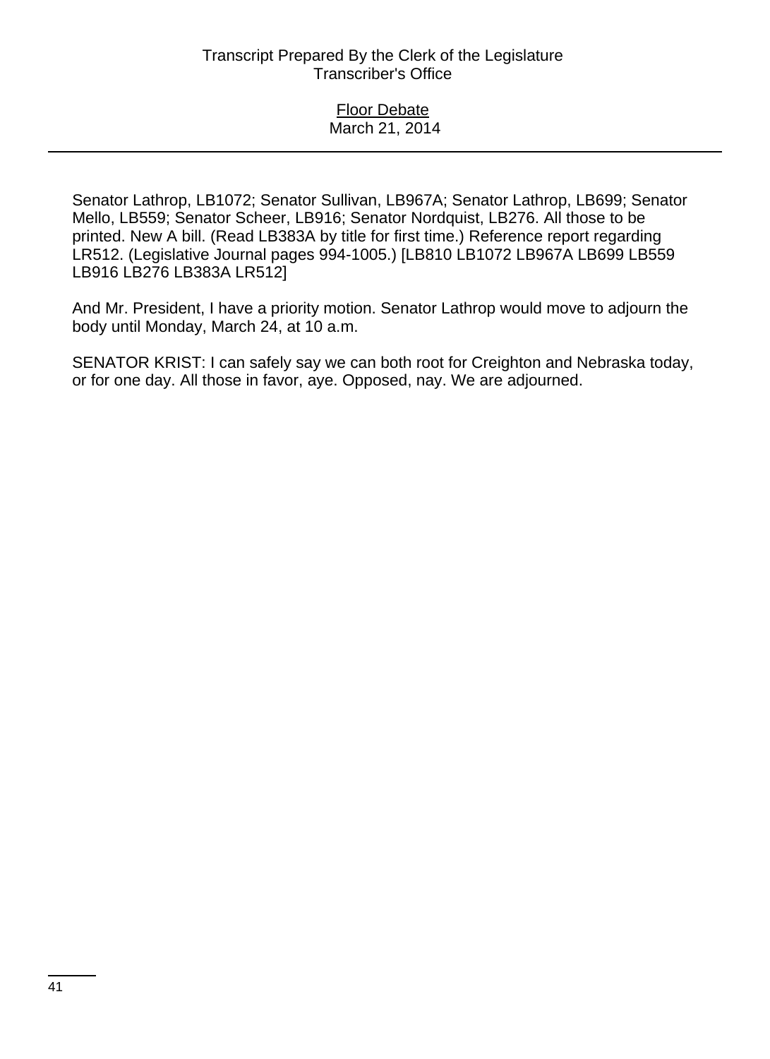Senator Lathrop, LB1072; Senator Sullivan, LB967A; Senator Lathrop, LB699; Senator Mello, LB559; Senator Scheer, LB916; Senator Nordquist, LB276. All those to be printed. New A bill. (Read LB383A by title for first time.) Reference report regarding LR512. (Legislative Journal pages 994-1005.) [LB810 LB1072 LB967A LB699 LB559 LB916 LB276 LB383A LR512]

And Mr. President, I have a priority motion. Senator Lathrop would move to adjourn the body until Monday, March 24, at 10 a.m.

SENATOR KRIST: I can safely say we can both root for Creighton and Nebraska today, or for one day. All those in favor, aye. Opposed, nay. We are adjourned.